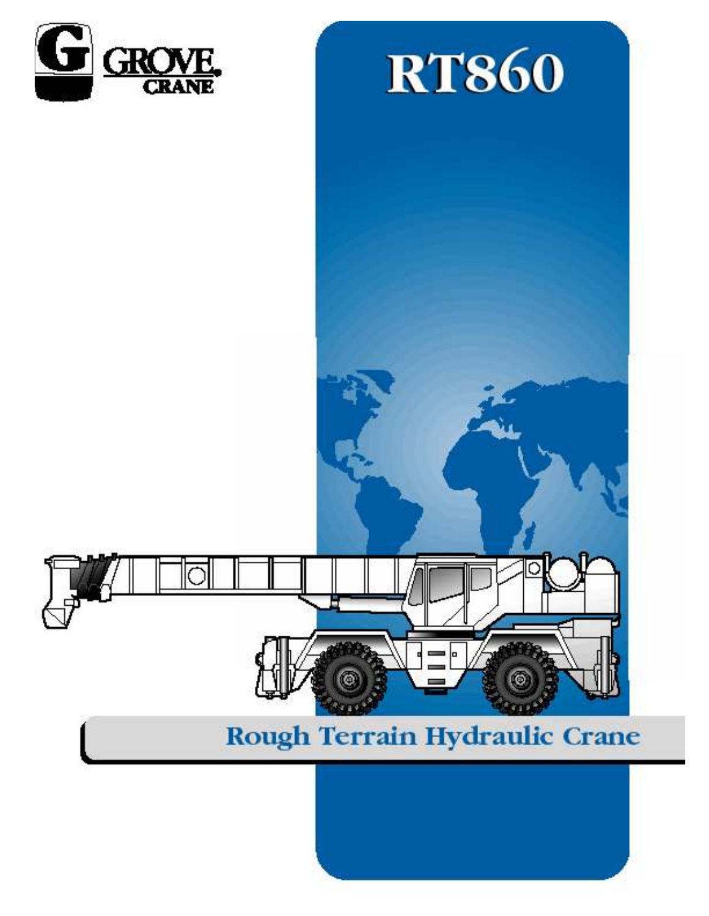GROVE CRANE

# RT860

## Rough Terrain Hydraulic Crane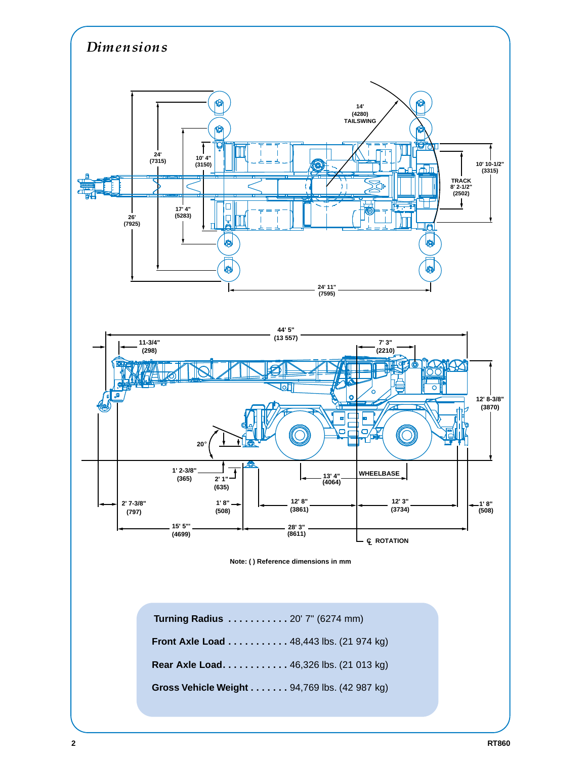# Dimensions

14' (4280) TAILSWING

24' (7315)

10' 4" (3150)

10' 10-1/2" (3315)

TRACK 8' 2-1/2" (2502)

17' 4" (5283)

26' (7925)

24' 11" (7595)

44' 5" (13 557)

11-3/4" (298)

7' 3" (2210)

12' 8-3/8" (3870)

20°

1' 2-3/8" (365)

2' 1" (635)

13' 4" (4064)

WHEELBASE

2' 7-3/8" (797)

1' 8" (508)

12' 8" (3861)

12' 3" (3734)

1' 8" (508)

15' 5"' (4699)

28' 3" (8611)

℄ ROTATION

Note: ( ) Reference dimensions in mm

**Turning Radius** . . . . . . . . . . . 20' 7" (6274 mm)

**Front Axle Load** . . . . . . . . . . . 48,443 lbs. (21 974 kg)

**Rear Axle Load**. . . . . . . . . . . . 46,326 lbs. (21 013 kg)

**Gross Vehicle Weight** . . . . . . . 94,769 lbs. (42 987 kg)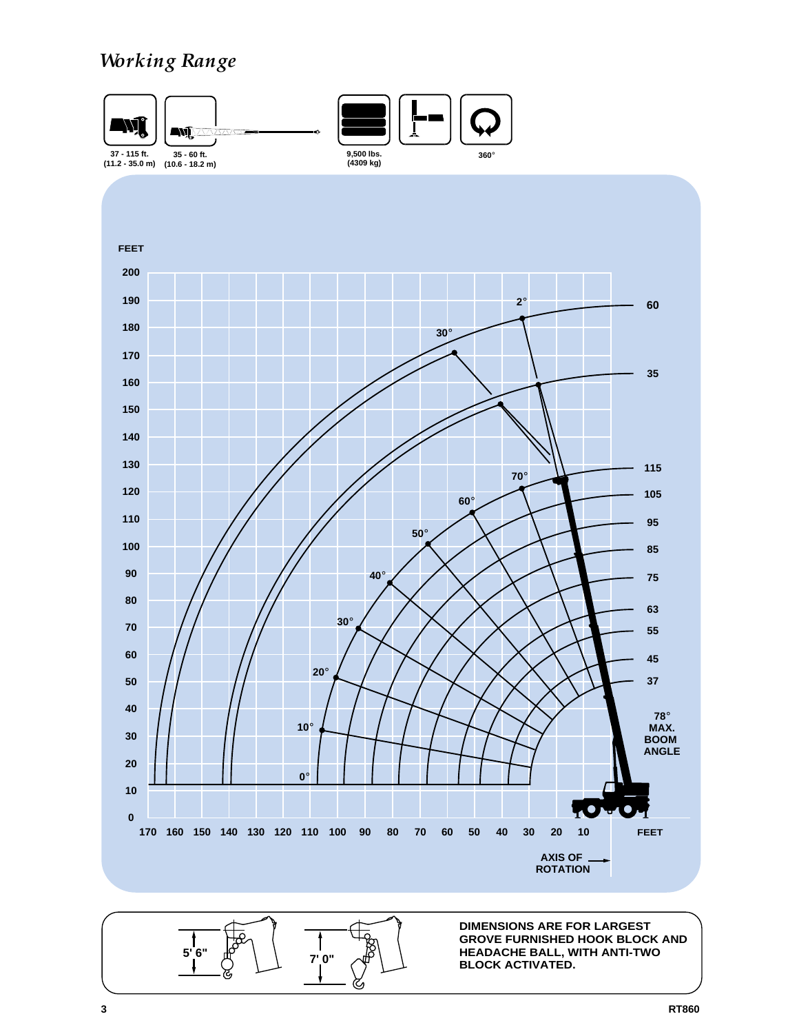# Working Range

37 - 115 ft.
(11.2 - 35.0 m)

35 - 60 ft.
(10.6 - 18.2 m)

9,500 lbs.
(4309 kg)

360°

FEET

200
190
180
170
160
150
140
130
120
110
100
90
80
70
60
50
40
30
20
10
0

170 160 150 140 130 120 110 100 90 80 70 60 50 40 30 20 10 FEET

2° 30° 60 35

70° 60° 50° 40° 30° 20° 10° 0°

115 105 95 85 75 63 55 45 37

78° MAX. BOOM ANGLE

AXIS OF ROTATION

5' 6"

7' 0"

**DIMENSIONS ARE FOR LARGEST GROVE FURNISHED HOOK BLOCK AND HEADACHE BALL, WITH ANTI-TWO BLOCK ACTIVATED.**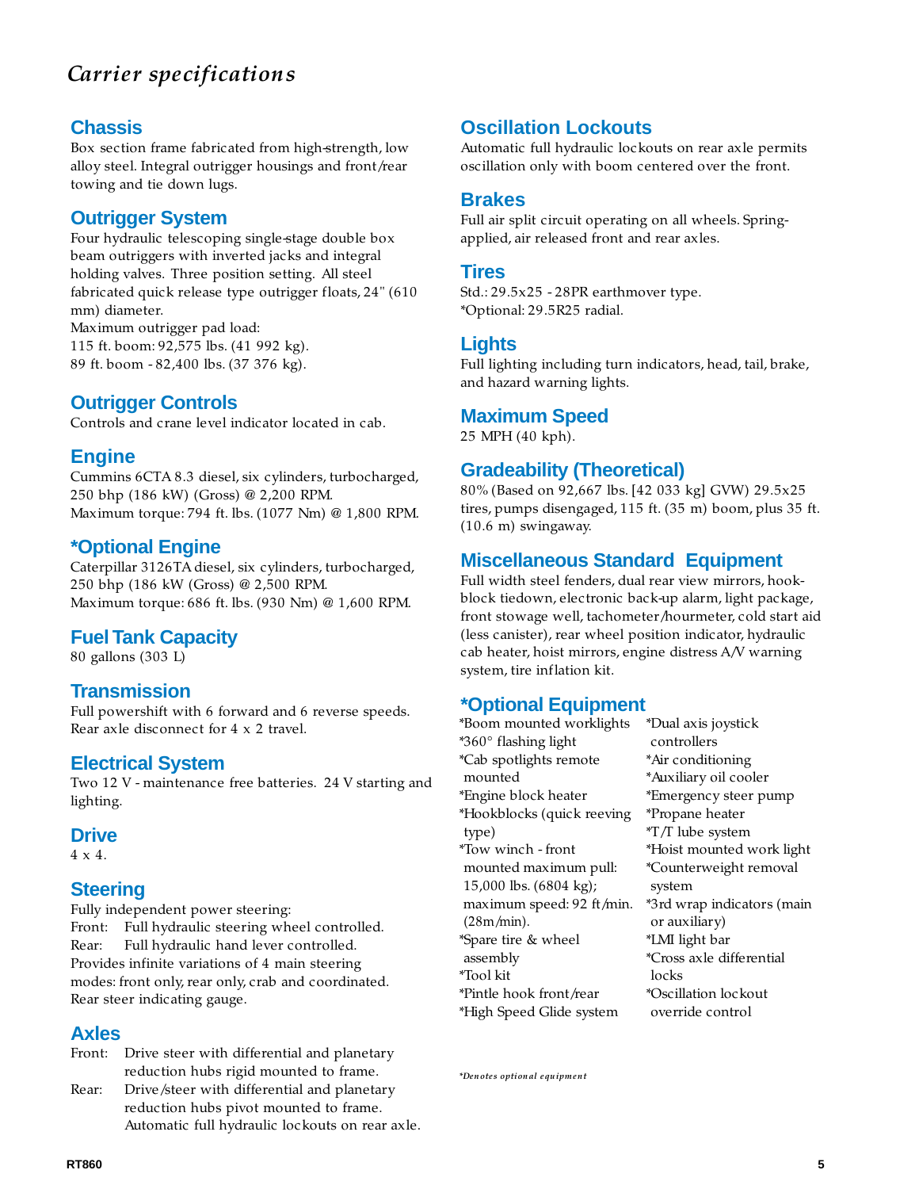# *Carrier specifications*

## Chassis

Box section frame fabricated from high-strength, low alloy steel. Integral outrigger housings and front/rear towing and tie down lugs.

## Outrigger System

Four hydraulic telescoping single-stage double box beam outriggers with inverted jacks and integral holding valves. Three position setting. All steel fabricated quick release type outrigger floats, 24" (610 mm) diameter.
Maximum outrigger pad load:
115 ft. boom: 92,575 lbs. (41 992 kg).
89 ft. boom - 82,400 lbs. (37 376 kg).

## Outrigger Controls

Controls and crane level indicator located in cab.

## Engine

Cummins 6CTA 8.3 diesel, six cylinders, turbocharged, 250 bhp (186 kW) (Gross) @ 2,200 RPM.
Maximum torque: 794 ft. lbs. (1077 Nm) @ 1,800 RPM.

## *Optional Engine

Caterpillar 3126TA diesel, six cylinders, turbocharged, 250 bhp (186 kW (Gross) @ 2,500 RPM.
Maximum torque: 686 ft. lbs. (930 Nm) @ 1,600 RPM.

## Fuel Tank Capacity

80 gallons (303 L)

## Transmission

Full powershift with 6 forward and 6 reverse speeds. Rear axle disconnect for 4 x 2 travel.

## Electrical System

Two 12 V - maintenance free batteries. 24 V starting and lighting.

## Drive

4 x 4.

## Steering

Fully independent power steering:
Front: Full hydraulic steering wheel controlled.
Rear: Full hydraulic hand lever controlled.
Provides infinite variations of 4 main steering modes: front only, rear only, crab and coordinated. Rear steer indicating gauge.

## Axles

Front: Drive steer with differential and planetary reduction hubs rigid mounted to frame.
Rear: Drive/steer with differential and planetary reduction hubs pivot mounted to frame. Automatic full hydraulic lockouts on rear axle.

## Oscillation Lockouts

Automatic full hydraulic lockouts on rear axle permits oscillation only with boom centered over the front.

## Brakes

Full air split circuit operating on all wheels. Spring-applied, air released front and rear axles.

## Tires

Std.: 29.5x25 - 28PR earthmover type.
*Optional: 29.5R25 radial.

## Lights

Full lighting including turn indicators, head, tail, brake, and hazard warning lights.

## Maximum Speed

25 MPH (40 kph).

## Gradeability (Theoretical)

80% (Based on 92,667 lbs. [42 033 kg] GVW) 29.5x25 tires, pumps disengaged, 115 ft. (35 m) boom, plus 35 ft. (10.6 m) swingaway.

## Miscellaneous Standard Equipment

Full width steel fenders, dual rear view mirrors, hook-block tiedown, electronic back-up alarm, light package, front stowage well, tachometer/hourmeter, cold start aid (less canister), rear wheel position indicator, hydraulic cab heater, hoist mirrors, engine distress A/V warning system, tire inflation kit.

## *Optional Equipment

*Boom mounted worklights
*360° flashing light
*Cab spotlights remote mounted
*Engine block heater
*Hookblocks (quick reeving type)
*Tow winch - front mounted maximum pull: 15,000 lbs. (6804 kg); maximum speed: 92 ft/min. (28m/min).
*Spare tire & wheel assembly
*Tool kit
*Pintle hook front/rear
*High Speed Glide system
*Dual axis joystick controllers
*Air conditioning
*Auxiliary oil cooler
*Emergency steer pump
*Propane heater
*T/T lube system
*Hoist mounted work light
*Counterweight removal system
*3rd wrap indicators (main or auxiliary)
*LMI light bar
*Cross axle differential locks
*Oscillation lockout override control

*\*Denotes optional equipment*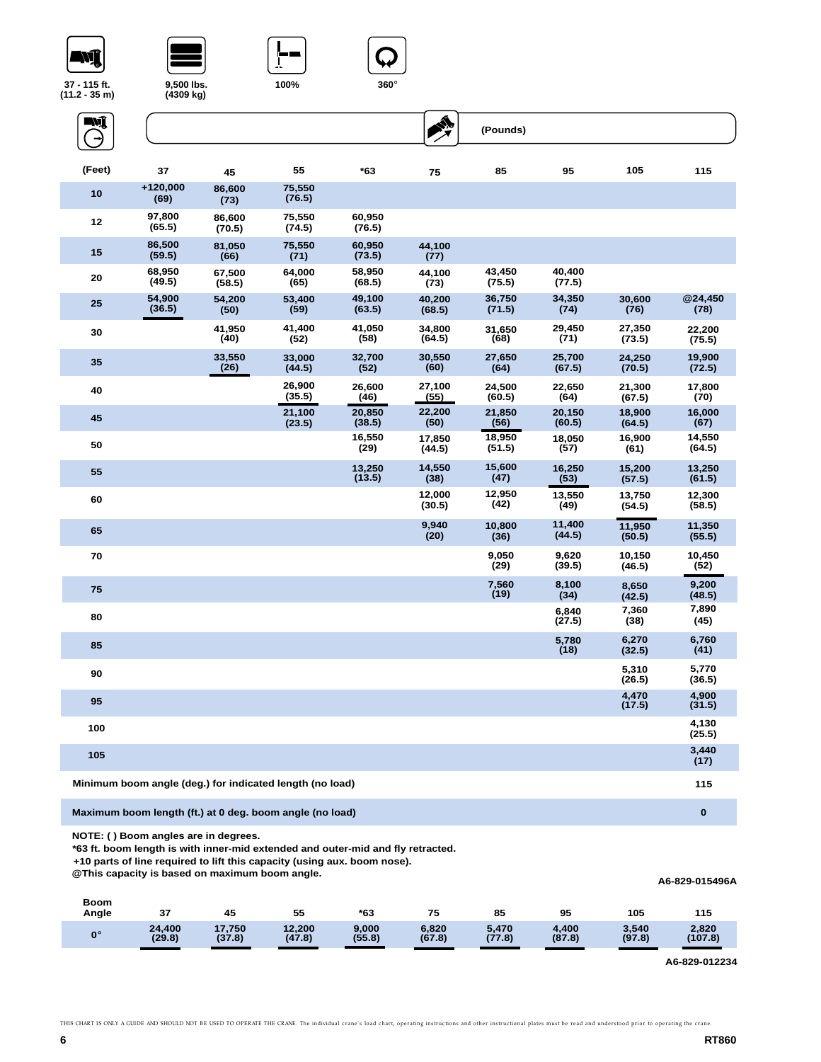37 - 115 ft. (11.2 - 35 m) | 9,500 lbs. (4309 kg) | 100% | 360°

(Pounds)

| (Feet) | 37 | 45 | 55 | *63 | 75 | 85 | 95 | 105 | 115 |
|---|---|---|---|---|---|---|---|---|---|
| 10 | +120,000 (69) | 86,600 (73) | 75,550 (76.5) | | | | | | |
| 12 | 97,800 (65.5) | 86,600 (70.5) | 75,550 (74.5) | 60,950 (76.5) | | | | | |
| 15 | 86,500 (59.5) | 81,050 (66) | 75,550 (71) | 60,950 (73.5) | 44,100 (77) | | | | |
| 20 | 68,950 (49.5) | 67,500 (58.5) | 64,000 (65) | 58,950 (68.5) | 44,100 (73) | 43,450 (75.5) | 40,400 (77.5) | | |
| 25 | 54,900 (36.5) | 54,200 (50) | 53,400 (59) | 49,100 (63.5) | 40,200 (68.5) | 36,750 (71.5) | 34,350 (74) | 30,600 (76) | @24,450 (78) |
| 30 | | 41,950 (40) | 41,400 (52) | 41,050 (58) | 34,800 (64.5) | 31,650 (68) | 29,450 (71) | 27,350 (73.5) | 22,200 (75.5) |
| 35 | | 33,550 (26) | 33,000 (44.5) | 32,700 (52) | 30,550 (60) | 27,650 (64) | 25,700 (67.5) | 24,250 (70.5) | 19,900 (72.5) |
| 40 | | | 26,900 (35.5) | 26,600 (46) | 27,100 (55) | 24,500 (60.5) | 22,650 (64) | 21,300 (67.5) | 17,800 (70) |
| 45 | | | 21,100 (23.5) | 20,850 (38.5) | 22,200 (50) | 21,850 (56) | 20,150 (60.5) | 18,900 (64.5) | 16,000 (67) |
| 50 | | | | 16,550 (29) | 17,850 (44.5) | 18,950 (51.5) | 18,050 (57) | 16,900 (61) | 14,550 (64.5) |
| 55 | | | | 13,250 (13.5) | 14,550 (38) | 15,600 (47) | 16,250 (53) | 15,200 (57.5) | 13,250 (61.5) |
| 60 | | | | | 12,000 (30.5) | 12,950 (42) | 13,550 (49) | 13,750 (54.5) | 12,300 (58.5) |
| 65 | | | | | 9,940 (20) | 10,800 (36) | 11,400 (44.5) | 11,950 (50.5) | 11,350 (55.5) |
| 70 | | | | | | 9,050 (29) | 9,620 (39.5) | 10,150 (46.5) | 10,450 (52) |
| 75 | | | | | | 7,560 (19) | 8,100 (34) | 8,650 (42.5) | 9,200 (48.5) |
| 80 | | | | | | | 6,840 (27.5) | 7,360 (38) | 7,890 (45) |
| 85 | | | | | | | 5,780 (18) | 6,270 (32.5) | 6,760 (41) |
| 90 | | | | | | | | 5,310 (26.5) | 5,770 (36.5) |
| 95 | | | | | | | | 4,470 (17.5) | 4,900 (31.5) |
| 100 | | | | | | | | | 4,130 (25.5) |
| 105 | | | | | | | | | 3,440 (17) |
| Minimum boom angle (deg.) for indicated length (no load) | | | | | | | | | 115 |
| Maximum boom length (ft.) at 0 deg. boom angle (no load) | | | | | | | | | 0 |

NOTE: ( ) Boom angles are in degrees.
*63 ft. boom length is with inner-mid extended and outer-mid and fly retracted.
+10 parts of line required to lift this capacity (using aux. boom nose).
@This capacity is based on maximum boom angle.

A6-829-015496A

| Boom Angle | 37 | 45 | 55 | *63 | 75 | 85 | 95 | 105 | 115 |
|---|---|---|---|---|---|---|---|---|---|
| 0° | 24,400 (29.8) | 17,750 (37.8) | 12,200 (47.8) | 9,000 (55.8) | 6,820 (67.8) | 5,470 (77.8) | 4,400 (87.8) | 3,540 (97.8) | 2,820 (107.8) |

A6-829-012234

THIS CHART IS ONLY A GUIDE AND SHOULD NOT BE USED TO OPERATE THE CRANE. The individual crane's load chart, operating instructions and other instructional plates must be read and understood prior to operating the crane.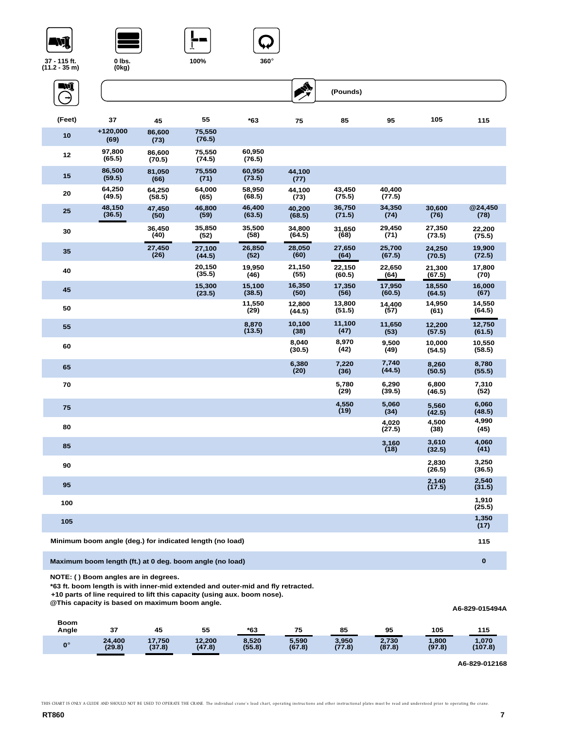37 - 115 ft. (11.2 - 35 m) | 0 lbs. (0kg) | 100% | 360°

(Pounds)

| (Feet) | 37 | 45 | 55 | *63 | 75 | 85 | 95 | 105 | 115 |
|---|---|---|---|---|---|---|---|---|---|
| 10 | +120,000 (69) | 86,600 (73) | 75,550 (76.5) | | | | | | |
| 12 | 97,800 (65.5) | 86,600 (70.5) | 75,550 (74.5) | 60,950 (76.5) | | | | | |
| 15 | 86,500 (59.5) | 81,050 (66) | 75,550 (71) | 60,950 (73.5) | 44,100 (77) | | | | |
| 20 | 64,250 (49.5) | 64,250 (58.5) | 64,000 (65) | 58,950 (68.5) | 44,100 (73) | 43,450 (75.5) | 40,400 (77.5) | | |
| 25 | 48,150 (36.5) | 47,450 (50) | 46,800 (59) | 46,400 (63.5) | 40,200 (68.5) | 36,750 (71.5) | 34,350 (74) | 30,600 (76) | @24,450 (78) |
| 30 | | 36,450 (40) | 35,850 (52) | 35,500 (58) | 34,800 (64.5) | 31,650 (68) | 29,450 (71) | 27,350 (73.5) | 22,200 (75.5) |
| 35 | | 27,450 (26) | 27,100 (44.5) | 26,850 (52) | 28,050 (60) | 27,650 (64) | 25,700 (67.5) | 24,250 (70.5) | 19,900 (72.5) |
| 40 | | | 20,150 (35.5) | 19,950 (46) | 21,150 (55) | 22,150 (60.5) | 22,650 (64) | 21,300 (67.5) | 17,800 (70) |
| 45 | | | 15,300 (23.5) | 15,100 (38.5) | 16,350 (50) | 17,350 (56) | 17,950 (60.5) | 18,550 (64.5) | 16,000 (67) |
| 50 | | | | 11,550 (29) | 12,800 (44.5) | 13,800 (51.5) | 14,400 (57) | 14,950 (61) | 14,550 (64.5) |
| 55 | | | | 8,870 (13.5) | 10,100 (38) | 11,100 (47) | 11,650 (53) | 12,200 (57.5) | 12,750 (61.5) |
| 60 | | | | | 8,040 (30.5) | 8,970 (42) | 9,500 (49) | 10,000 (54.5) | 10,550 (58.5) |
| 65 | | | | | 6,380 (20) | 7,220 (36) | 7,740 (44.5) | 8,260 (50.5) | 8,780 (55.5) |
| 70 | | | | | | 5,780 (29) | 6,290 (39.5) | 6,800 (46.5) | 7,310 (52) |
| 75 | | | | | | 4,550 (19) | 5,060 (34) | 5,560 (42.5) | 6,060 (48.5) |
| 80 | | | | | | | 4,020 (27.5) | 4,500 (38) | 4,990 (45) |
| 85 | | | | | | | 3,160 (18) | 3,610 (32.5) | 4,060 (41) |
| 90 | | | | | | | | 2,830 (26.5) | 3,250 (36.5) |
| 95 | | | | | | | | 2,140 (17.5) | 2,540 (31.5) |
| 100 | | | | | | | | | 1,910 (25.5) |
| 105 | | | | | | | | | 1,350 (17) |
| Minimum boom angle (deg.) for indicated length (no load) | | | | | | | | | 115 |
| Maximum boom length (ft.) at 0 deg. boom angle (no load) | | | | | | | | | 0 |

NOTE: ( ) Boom angles are in degrees.
*63 ft. boom length is with inner-mid extended and outer-mid and fly retracted.
+10 parts of line required to lift this capacity (using aux. boom nose).
@This capacity is based on maximum boom angle.

A6-829-015494A

| Boom Angle | 37 | 45 | 55 | *63 | 75 | 85 | 95 | 105 | 115 |
|---|---|---|---|---|---|---|---|---|---|
| 0° | 24,400 (29.8) | 17,750 (37.8) | 12,200 (47.8) | 8,520 (55.8) | 5,590 (67.8) | 3,950 (77.8) | 2,730 (87.8) | 1,800 (97.8) | 1,070 (107.8) |

A6-829-012168

THIS CHART IS ONLY A GUIDE AND SHOULD NOT BE USED TO OPERATE THE CRANE. The individual crane's load chart, operating instructions and other instructional plates must be read and understood prior to operating the crane.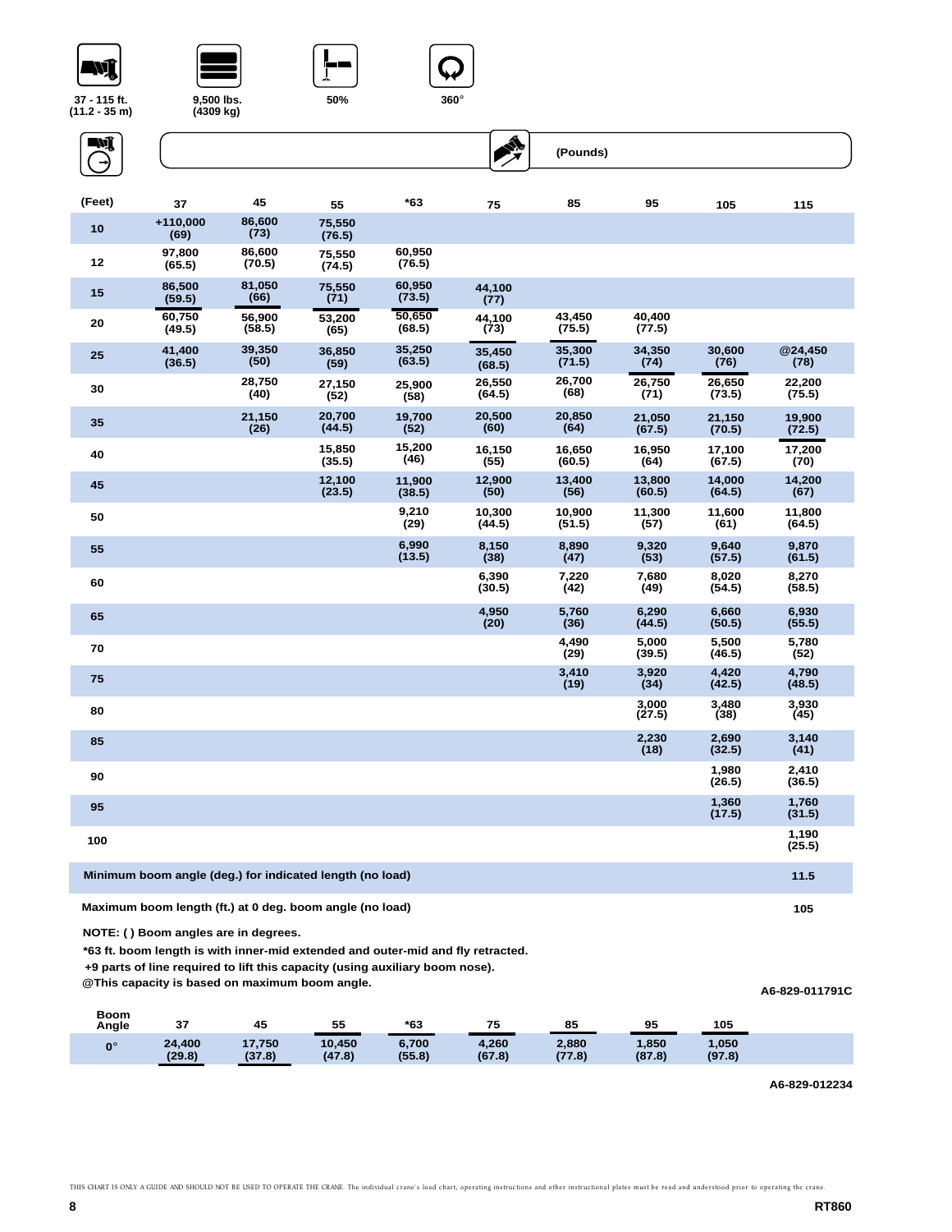37 - 115 ft. (11.2 - 35 m) | 9,500 lbs. (4309 kg) | 50% | 360°

(Pounds)

| (Feet) | 37 | 45 | 55 | *63 | 75 | 85 | 95 | 105 | 115 |
|---|---|---|---|---|---|---|---|---|---|
| 10 | +110,000 (69) | 86,600 (73) | 75,550 (76.5) | | | | | | |
| 12 | 97,800 (65.5) | 86,600 (70.5) | 75,550 (74.5) | 60,950 (76.5) | | | | | |
| 15 | 86,500 (59.5) | 81,050 (66) | 75,550 (71) | 60,950 (73.5) | 44,100 (77) | | | | |
| 20 | 60,750 (49.5) | 56,900 (58.5) | 53,200 (65) | 50,650 (68.5) | 44,100 (73) | 43,450 (75.5) | 40,400 (77.5) | | |
| 25 | 41,400 (36.5) | 39,350 (50) | 36,850 (59) | 35,250 (63.5) | 35,450 (68.5) | 35,300 (71.5) | 34,350 (74) | 30,600 (76) | @24,450 (78) |
| 30 | | 28,750 (40) | 27,150 (52) | 25,900 (58) | 26,550 (64.5) | 26,700 (68) | 26,750 (71) | 26,650 (73.5) | 22,200 (75.5) |
| 35 | | 21,150 (26) | 20,700 (44.5) | 19,700 (52) | 20,500 (60) | 20,850 (64) | 21,050 (67.5) | 21,150 (70.5) | 19,900 (72.5) |
| 40 | | | 15,850 (35.5) | 15,200 (46) | 16,150 (55) | 16,650 (60.5) | 16,950 (64) | 17,100 (67.5) | 17,200 (70) |
| 45 | | | 12,100 (23.5) | 11,900 (38.5) | 12,900 (50) | 13,400 (56) | 13,800 (60.5) | 14,000 (64.5) | 14,200 (67) |
| 50 | | | | 9,210 (29) | 10,300 (44.5) | 10,900 (51.5) | 11,300 (57) | 11,600 (61) | 11,800 (64.5) |
| 55 | | | | 6,990 (13.5) | 8,150 (38) | 8,890 (47) | 9,320 (53) | 9,640 (57.5) | 9,870 (61.5) |
| 60 | | | | | 6,390 (30.5) | 7,220 (42) | 7,680 (49) | 8,020 (54.5) | 8,270 (58.5) |
| 65 | | | | | 4,950 (20) | 5,760 (36) | 6,290 (44.5) | 6,660 (50.5) | 6,930 (55.5) |
| 70 | | | | | | 4,490 (29) | 5,000 (39.5) | 5,500 (46.5) | 5,780 (52) |
| 75 | | | | | | 3,410 (19) | 3,920 (34) | 4,420 (42.5) | 4,790 (48.5) |
| 80 | | | | | | | 3,000 (27.5) | 3,480 (38) | 3,930 (45) |
| 85 | | | | | | | 2,230 (18) | 2,690 (32.5) | 3,140 (41) |
| 90 | | | | | | | | 1,980 (26.5) | 2,410 (36.5) |
| 95 | | | | | | | | 1,360 (17.5) | 1,760 (31.5) |
| 100 | | | | | | | | | 1,190 (25.5) |
| Minimum boom angle (deg.) for indicated length (no load) | | | | | | | | | 11.5 |
| Maximum boom length (ft.) at 0 deg. boom angle (no load) | | | | | | | | | 105 |

**NOTE: ( ) Boom angles are in degrees.**

***63 ft. boom length is with inner-mid extended and outer-mid and fly retracted.**

**+9 parts of line required to lift this capacity (using auxiliary boom nose).**

**@This capacity is based on maximum boom angle.**

A6-829-011791C

| Boom Angle | 37 | 45 | 55 | *63 | 75 | 85 | 95 | 105 |
|---|---|---|---|---|---|---|---|---|
| 0° | 24,400 (29.8) | 17,750 (37.8) | 10,450 (47.8) | 6,700 (55.8) | 4,260 (67.8) | 2,880 (77.8) | 1,850 (87.8) | 1,050 (97.8) |

A6-829-012234

THIS CHART IS ONLY A GUIDE AND SHOULD NOT BE USED TO OPERATE THE CRANE. The individual crane's load chart, operating instructions and other instructional plates must be read and understood prior to operating the crane.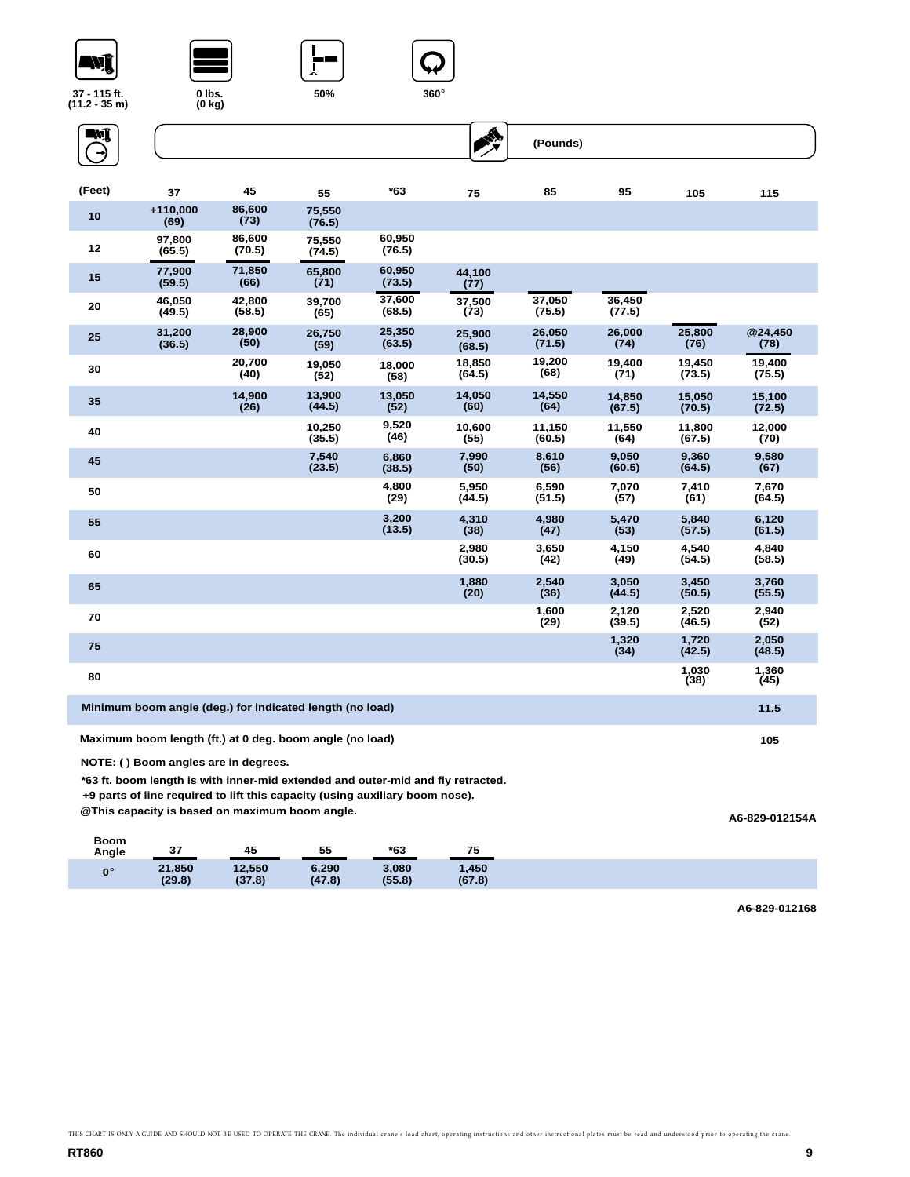37 - 115 ft. (11.2 - 35 m) | 0 lbs. (0 kg) | 50% | 360°

(Pounds)

| (Feet) | 37 | 45 | 55 | *63 | 75 | 85 | 95 | 105 | 115 |
|---|---|---|---|---|---|---|---|---|---|
| 10 | +110,000 (69) | 86,600 (73) | 75,550 (76.5) | | | | | | |
| 12 | 97,800 (65.5) | 86,600 (70.5) | 75,550 (74.5) | 60,950 (76.5) | | | | | |
| 15 | 77,900 (59.5) | 71,850 (66) | 65,800 (71) | 60,950 (73.5) | 44,100 (77) | | | | |
| 20 | 46,050 (49.5) | 42,800 (58.5) | 39,700 (65) | 37,600 (68.5) | 37,500 (73) | 37,050 (75.5) | 36,450 (77.5) | | |
| 25 | 31,200 (36.5) | 28,900 (50) | 26,750 (59) | 25,350 (63.5) | 25,900 (68.5) | 26,050 (71.5) | 26,000 (74) | 25,800 (76) | @24,450 (78) |
| 30 | | 20,700 (40) | 19,050 (52) | 18,000 (58) | 18,850 (64.5) | 19,200 (68) | 19,400 (71) | 19,450 (73.5) | 19,400 (75.5) |
| 35 | | 14,900 (26) | 13,900 (44.5) | 13,050 (52) | 14,050 (60) | 14,550 (64) | 14,850 (67.5) | 15,050 (70.5) | 15,100 (72.5) |
| 40 | | | 10,250 (35.5) | 9,520 (46) | 10,600 (55) | 11,150 (60.5) | 11,550 (64) | 11,800 (67.5) | 12,000 (70) |
| 45 | | | 7,540 (23.5) | 6,860 (38.5) | 7,990 (50) | 8,610 (56) | 9,050 (60.5) | 9,360 (64.5) | 9,580 (67) |
| 50 | | | | 4,800 (29) | 5,950 (44.5) | 6,590 (51.5) | 7,070 (57) | 7,410 (61) | 7,670 (64.5) |
| 55 | | | | 3,200 (13.5) | 4,310 (38) | 4,980 (47) | 5,470 (53) | 5,840 (57.5) | 6,120 (61.5) |
| 60 | | | | | 2,980 (30.5) | 3,650 (42) | 4,150 (49) | 4,540 (54.5) | 4,840 (58.5) |
| 65 | | | | | 1,880 (20) | 2,540 (36) | 3,050 (44.5) | 3,450 (50.5) | 3,760 (55.5) |
| 70 | | | | | | 1,600 (29) | 2,120 (39.5) | 2,520 (46.5) | 2,940 (52) |
| 75 | | | | | | | 1,320 (34) | 1,720 (42.5) | 2,050 (48.5) |
| 80 | | | | | | | | 1,030 (38) | 1,360 (45) |
| Minimum boom angle (deg.) for indicated length (no load) | | | | | | | | | 11.5 |
| Maximum boom length (ft.) at 0 deg. boom angle (no load) | | | | | | | | | 105 |

NOTE: ( ) Boom angles are in degrees.

*63 ft. boom length is with inner-mid extended and outer-mid and fly retracted.

+9 parts of line required to lift this capacity (using auxiliary boom nose).

@This capacity is based on maximum boom angle.

A6-829-012154A

| Boom Angle | 37 | 45 | 55 | *63 | 75 |
|---|---|---|---|---|---|
| 0° | 21,850 (29.8) | 12,550 (37.8) | 6,290 (47.8) | 3,080 (55.8) | 1,450 (67.8) |

A6-829-012168

THIS CHART IS ONLY A GUIDE AND SHOULD NOT BE USED TO OPERATE THE CRANE. The individual crane's load chart, operating instructions and other instructional plates must be read and understood prior to operating the crane.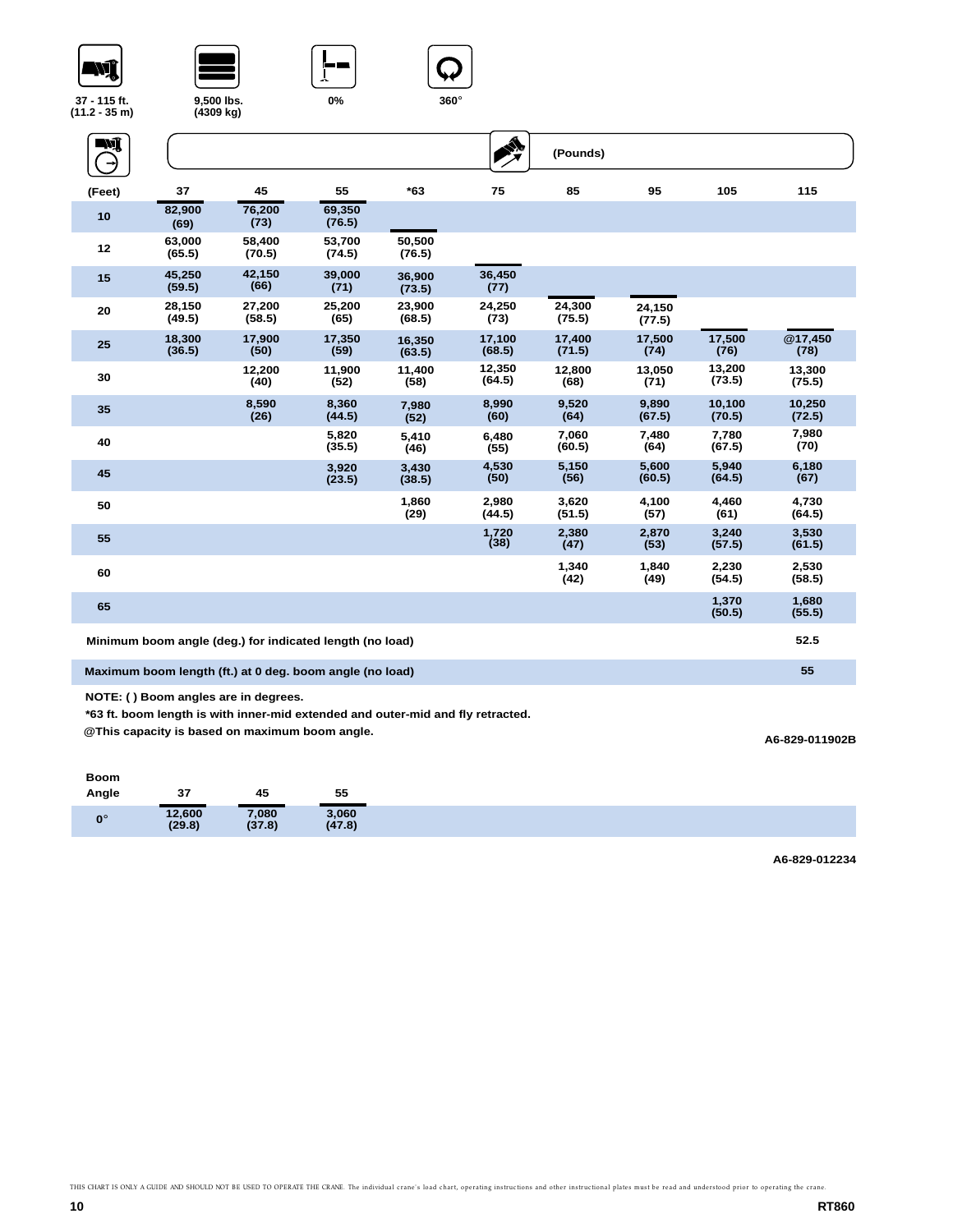37 - 115 ft. (11.2 - 35 m) | 9,500 lbs. (4309 kg) | 0% | 360°

(Pounds)

| (Feet) | 37 | 45 | 55 | *63 | 75 | 85 | 95 | 105 | 115 |
|---|---|---|---|---|---|---|---|---|---|
| 10 | 82,900 (69) | 76,200 (73) | 69,350 (76.5) | | | | | | |
| 12 | 63,000 (65.5) | 58,400 (70.5) | 53,700 (74.5) | 50,500 (76.5) | | | | | |
| 15 | 45,250 (59.5) | 42,150 (66) | 39,000 (71) | 36,900 (73.5) | 36,450 (77) | | | | |
| 20 | 28,150 (49.5) | 27,200 (58.5) | 25,200 (65) | 23,900 (68.5) | 24,250 (73) | 24,300 (75.5) | 24,150 (77.5) | | |
| 25 | 18,300 (36.5) | 17,900 (50) | 17,350 (59) | 16,350 (63.5) | 17,100 (68.5) | 17,400 (71.5) | 17,500 (74) | 17,500 (76) | @17,450 (78) |
| 30 | | 12,200 (40) | 11,900 (52) | 11,400 (58) | 12,350 (64.5) | 12,800 (68) | 13,050 (71) | 13,200 (73.5) | 13,300 (75.5) |
| 35 | | 8,590 (26) | 8,360 (44.5) | 7,980 (52) | 8,990 (60) | 9,520 (64) | 9,890 (67.5) | 10,100 (70.5) | 10,250 (72.5) |
| 40 | | | 5,820 (35.5) | 5,410 (46) | 6,480 (55) | 7,060 (60.5) | 7,480 (64) | 7,780 (67.5) | 7,980 (70) |
| 45 | | | 3,920 (23.5) | 3,430 (38.5) | 4,530 (50) | 5,150 (56) | 5,600 (60.5) | 5,940 (64.5) | 6,180 (67) |
| 50 | | | | 1,860 (29) | 2,980 (44.5) | 3,620 (51.5) | 4,100 (57) | 4,460 (61) | 4,730 (64.5) |
| 55 | | | | | 1,720 (38) | 2,380 (47) | 2,870 (53) | 3,240 (57.5) | 3,530 (61.5) |
| 60 | | | | | | 1,340 (42) | 1,840 (49) | 2,230 (54.5) | 2,530 (58.5) |
| 65 | | | | | | | | 1,370 (50.5) | 1,680 (55.5) |
| Minimum boom angle (deg.) for indicated length (no load) | | | | | | | | | 52.5 |
| Maximum boom length (ft.) at 0 deg. boom angle (no load) | | | | | | | | | 55 |

NOTE: ( ) Boom angles are in degrees.

*63 ft. boom length is with inner-mid extended and outer-mid and fly retracted.

@This capacity is based on maximum boom angle.

A6-829-011902B

| Boom Angle | 37 | 45 | 55 |
|---|---|---|---|
| 0° | 12,600 (29.8) | 7,080 (37.8) | 3,060 (47.8) |

A6-829-012234

THIS CHART IS ONLY A GUIDE AND SHOULD NOT BE USED TO OPERATE THE CRANE. The individual crane's load chart, operating instructions and other instructional plates must be read and understood prior to operating the crane.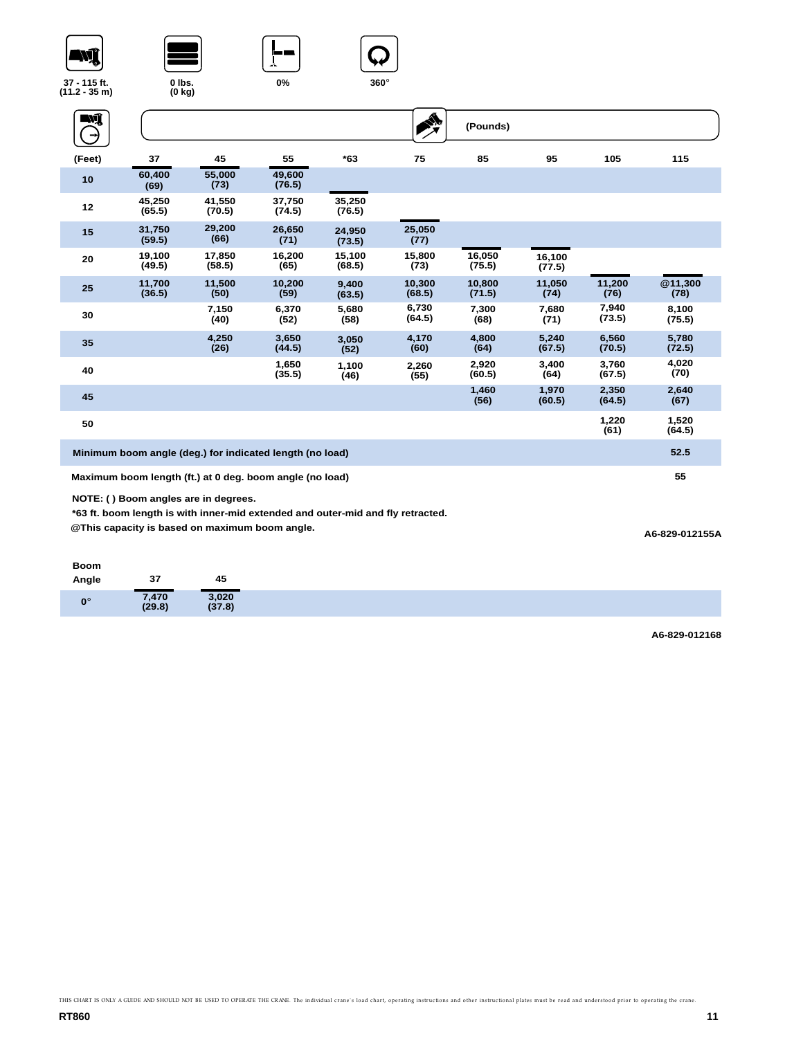37 - 115 ft. (11.2 - 35 m) | 0 lbs. (0 kg) | 0% | 360°

| (Feet) | 37 | 45 | 55 | *63 | 75 | 85 | 95 | 105 | 115 |
|---|---|---|---|---|---|---|---|---|---|
| | | | | | (Pounds) | | | | |
| 10 | 60,400 (69) | 55,000 (73) | 49,600 (76.5) | | | | | | |
| 12 | 45,250 (65.5) | 41,550 (70.5) | 37,750 (74.5) | 35,250 (76.5) | | | | | |
| 15 | 31,750 (59.5) | 29,200 (66) | 26,650 (71) | 24,950 (73.5) | 25,050 (77) | | | | |
| 20 | 19,100 (49.5) | 17,850 (58.5) | 16,200 (65) | 15,100 (68.5) | 15,800 (73) | 16,050 (75.5) | 16,100 (77.5) | | |
| 25 | 11,700 (36.5) | 11,500 (50) | 10,200 (59) | 9,400 (63.5) | 10,300 (68.5) | 10,800 (71.5) | 11,050 (74) | 11,200 (76) | @11,300 (78) |
| 30 | | 7,150 (40) | 6,370 (52) | 5,680 (58) | 6,730 (64.5) | 7,300 (68) | 7,680 (71) | 7,940 (73.5) | 8,100 (75.5) |
| 35 | | 4,250 (26) | 3,650 (44.5) | 3,050 (52) | 4,170 (60) | 4,800 (64) | 5,240 (67.5) | 6,560 (70.5) | 5,780 (72.5) |
| 40 | | | 1,650 (35.5) | 1,100 (46) | 2,260 (55) | 2,920 (60.5) | 3,400 (64) | 3,760 (67.5) | 4,020 (70) |
| 45 | | | | | | 1,460 (56) | 1,970 (60.5) | 2,350 (64.5) | 2,640 (67) |
| 50 | | | | | | | | 1,220 (61) | 1,520 (64.5) |
| Minimum boom angle (deg.) for indicated length (no load) | | | | | | | | | 52.5 |
| Maximum boom length (ft.) at 0 deg. boom angle (no load) | | | | | | | | | 55 |

NOTE: ( ) Boom angles are in degrees.

*63 ft. boom length is with inner-mid extended and outer-mid and fly retracted.

@This capacity is based on maximum boom angle.

A6-829-012155A

| Boom Angle | 37 | 45 |
|---|---|---|
| 0° | 7,470 (29.8) | 3,020 (37.8) |

A6-829-012168

THIS CHART IS ONLY A GUIDE AND SHOULD NOT BE USED TO OPERATE THE CRANE. The individual crane's load chart, operating instructions and other instructional plates must be read and understood prior to operating the crane.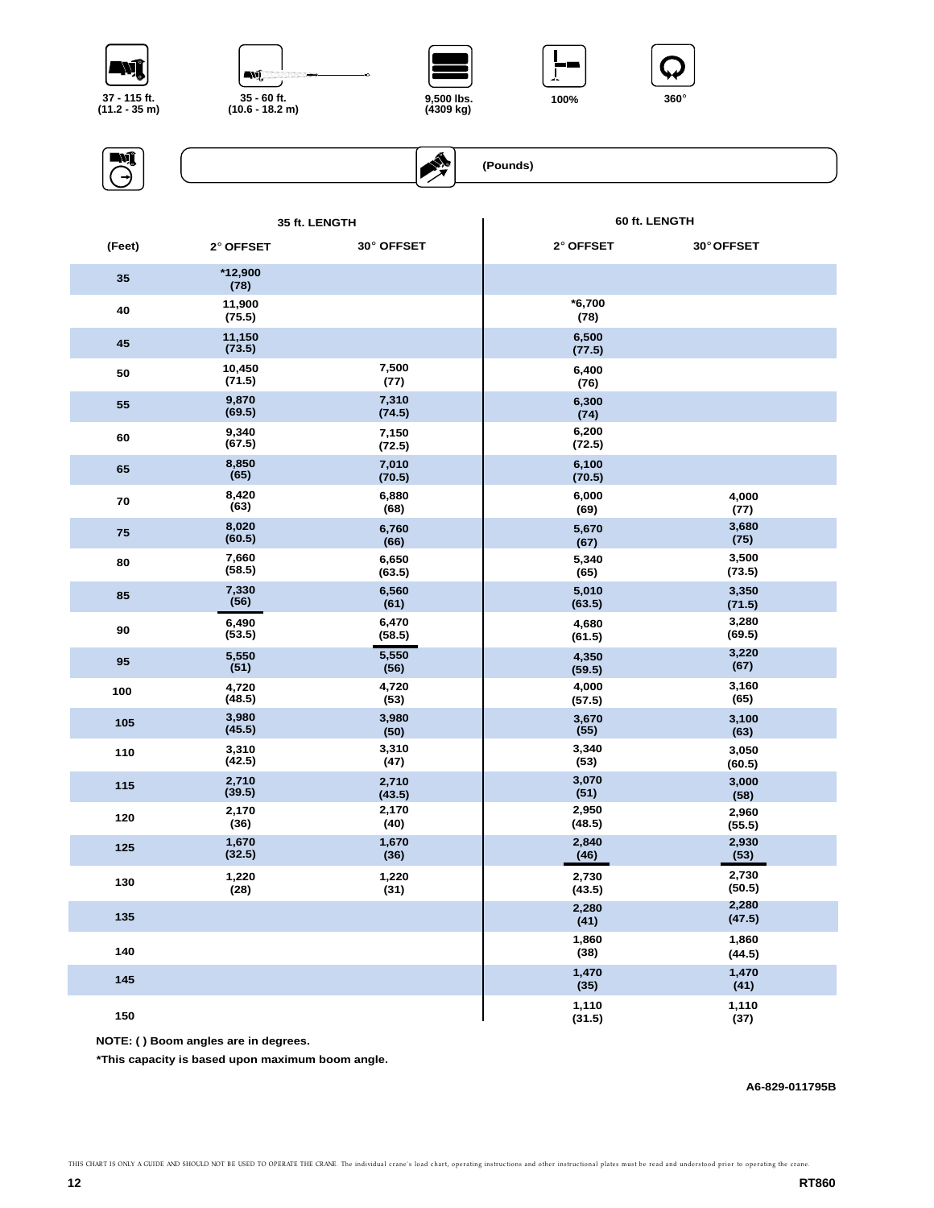37 - 115 ft. (11.2 - 35 m) | 35 - 60 ft. (10.6 - 18.2 m) | 9,500 lbs. (4309 kg) | 100% | 360°

(Pounds)

| (Feet) | 35 ft. LENGTH 2° OFFSET | 35 ft. LENGTH 30° OFFSET | 60 ft. LENGTH 2° OFFSET | 60 ft. LENGTH 30° OFFSET |
|---|---|---|---|---|
| 35 | *12,900 (78) | | | |
| 40 | 11,900 (75.5) | | *6,700 (78) | |
| 45 | 11,150 (73.5) | | 6,500 (77.5) | |
| 50 | 10,450 (71.5) | 7,500 (77) | 6,400 (76) | |
| 55 | 9,870 (69.5) | 7,310 (74.5) | 6,300 (74) | |
| 60 | 9,340 (67.5) | 7,150 (72.5) | 6,200 (72.5) | |
| 65 | 8,850 (65) | 7,010 (70.5) | 6,100 (70.5) | |
| 70 | 8,420 (63) | 6,880 (68) | 6,000 (69) | 4,000 (77) |
| 75 | 8,020 (60.5) | 6,760 (66) | 5,670 (67) | 3,680 (75) |
| 80 | 7,660 (58.5) | 6,650 (63.5) | 5,340 (65) | 3,500 (73.5) |
| 85 | 7,330 (56) | 6,560 (61) | 5,010 (63.5) | 3,350 (71.5) |
| 90 | 6,490 (53.5) | 6,470 (58.5) | 4,680 (61.5) | 3,280 (69.5) |
| 95 | 5,550 (51) | 5,550 (56) | 4,350 (59.5) | 3,220 (67) |
| 100 | 4,720 (48.5) | 4,720 (53) | 4,000 (57.5) | 3,160 (65) |
| 105 | 3,980 (45.5) | 3,980 (50) | 3,670 (55) | 3,100 (63) |
| 110 | 3,310 (42.5) | 3,310 (47) | 3,340 (53) | 3,050 (60.5) |
| 115 | 2,710 (39.5) | 2,710 (43.5) | 3,070 (51) | 3,000 (58) |
| 120 | 2,170 (36) | 2,170 (40) | 2,950 (48.5) | 2,960 (55.5) |
| 125 | 1,670 (32.5) | 1,670 (36) | 2,840 (46) | 2,930 (53) |
| 130 | 1,220 (28) | 1,220 (31) | 2,730 (43.5) | 2,730 (50.5) |
| 135 | | | 2,280 (41) | 2,280 (47.5) |
| 140 | | | 1,860 (38) | 1,860 (44.5) |
| 145 | | | 1,470 (35) | 1,470 (41) |
| 150 | | | 1,110 (31.5) | 1,110 (37) |

**NOTE: ( ) Boom angles are in degrees.**

***This capacity is based upon maximum boom angle.**

A6-829-011795B

THIS CHART IS ONLY A GUIDE AND SHOULD NOT BE USED TO OPERATE THE CRANE. The individual crane's load chart, operating instructions and other instructional plates must be read and understood prior to operating the crane.

RT860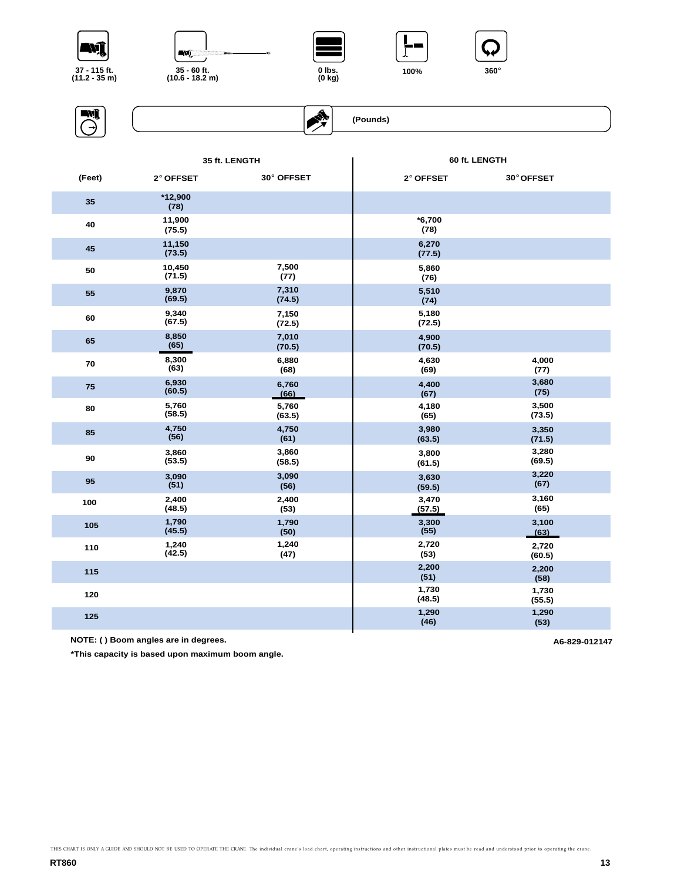37 - 115 ft. (11.2 - 35 m) | 35 - 60 ft. (10.6 - 18.2 m) | 0 lbs. (0 kg) | 100% | 360°

(Pounds)

| (Feet) | 35 ft. LENGTH 2° OFFSET | 35 ft. LENGTH 30° OFFSET | 60 ft. LENGTH 2° OFFSET | 60 ft. LENGTH 30° OFFSET |
|---|---|---|---|---|
| 35 | *12,900 (78) | | | |
| 40 | 11,900 (75.5) | | *6,700 (78) | |
| 45 | 11,150 (73.5) | | 6,270 (77.5) | |
| 50 | 10,450 (71.5) | 7,500 (77) | 5,860 (76) | |
| 55 | 9,870 (69.5) | 7,310 (74.5) | 5,510 (74) | |
| 60 | 9,340 (67.5) | 7,150 (72.5) | 5,180 (72.5) | |
| 65 | 8,850 (65) | 7,010 (70.5) | 4,900 (70.5) | |
| 70 | 8,300 (63) | 6,880 (68) | 4,630 (69) | 4,000 (77) |
| 75 | 6,930 (60.5) | 6,760 (66) | 4,400 (67) | 3,680 (75) |
| 80 | 5,760 (58.5) | 5,760 (63.5) | 4,180 (65) | 3,500 (73.5) |
| 85 | 4,750 (56) | 4,750 (61) | 3,980 (63.5) | 3,350 (71.5) |
| 90 | 3,860 (53.5) | 3,860 (58.5) | 3,800 (61.5) | 3,280 (69.5) |
| 95 | 3,090 (51) | 3,090 (56) | 3,630 (59.5) | 3,220 (67) |
| 100 | 2,400 (48.5) | 2,400 (53) | 3,470 (57.5) | 3,160 (65) |
| 105 | 1,790 (45.5) | 1,790 (50) | 3,300 (55) | 3,100 (63) |
| 110 | 1,240 (42.5) | 1,240 (47) | 2,720 (53) | 2,720 (60.5) |
| 115 | | | 2,200 (51) | 2,200 (58) |
| 120 | | | 1,730 (48.5) | 1,730 (55.5) |
| 125 | | | 1,290 (46) | 1,290 (53) |

**NOTE: ( ) Boom angles are in degrees.**

**A6-829-012147**

***This capacity is based upon maximum boom angle.**

THIS CHART IS ONLY A GUIDE AND SHOULD NOT BE USED TO OPERATE THE CRANE. The individual crane's load chart, operating instructions and other instructional plates must be read and understood prior to operating the crane.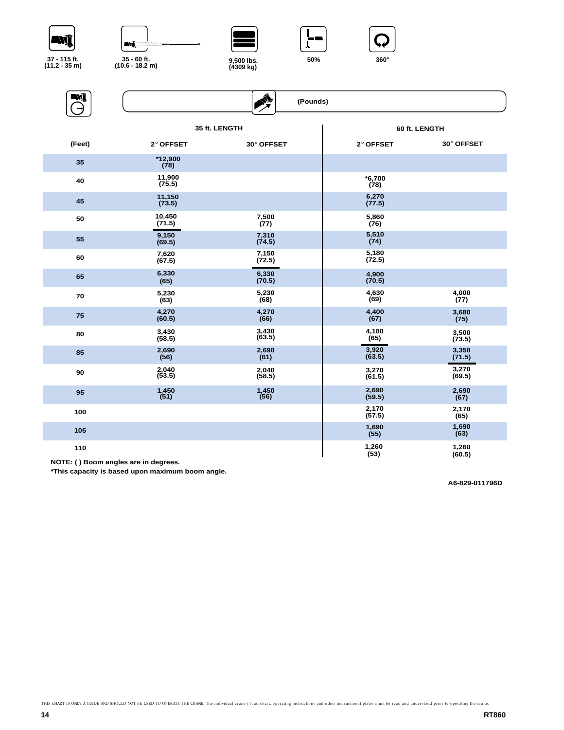37 - 115 ft. (11.2 - 35 m)

35 - 60 ft. (10.6 - 18.2 m)

9,500 lbs. (4309 kg)

50%

360°

(Pounds)

| (Feet) | 35 ft. LENGTH 2° OFFSET | 35 ft. LENGTH 30° OFFSET | 60 ft. LENGTH 2° OFFSET | 60 ft. LENGTH 30° OFFSET |
|---|---|---|---|---|
| 35 | *12,900 (78) | | | |
| 40 | 11,900 (75.5) | | *6,700 (78) | |
| 45 | 11,150 (73.5) | | 6,270 (77.5) | |
| 50 | 10,450 (71.5) | 7,500 (77) | 5,860 (76) | |
| 55 | 9,150 (69.5) | 7,310 (74.5) | 5,510 (74) | |
| 60 | 7,620 (67.5) | 7,150 (72.5) | 5,180 (72.5) | |
| 65 | 6,330 (65) | 6,330 (70.5) | 4,900 (70.5) | |
| 70 | 5,230 (63) | 5,230 (68) | 4,630 (69) | 4,000 (77) |
| 75 | 4,270 (60.5) | 4,270 (66) | 4,400 (67) | 3,680 (75) |
| 80 | 3,430 (58.5) | 3,430 (63.5) | 4,180 (65) | 3,500 (73.5) |
| 85 | 2,690 (56) | 2,690 (61) | 3,920 (63.5) | 3,350 (71.5) |
| 90 | 2,040 (53.5) | 2,040 (58.5) | 3,270 (61.5) | 3,270 (69.5) |
| 95 | 1,450 (51) | 1,450 (56) | 2,690 (59.5) | 2,690 (67) |
| 100 | | | 2,170 (57.5) | 2,170 (65) |
| 105 | | | 1,690 (55) | 1,690 (63) |
| 110 | | | 1,260 (53) | 1,260 (60.5) |

NOTE: ( ) Boom angles are in degrees.
*This capacity is based upon maximum boom angle.

A6-829-011796D

THIS CHART IS ONLY A GUIDE AND SHOULD NOT BE USED TO OPERATE THE CRANE. The individual crane's load chart, operating instructions and other instructional plates must be read and understood prior to operating the crane.

RT860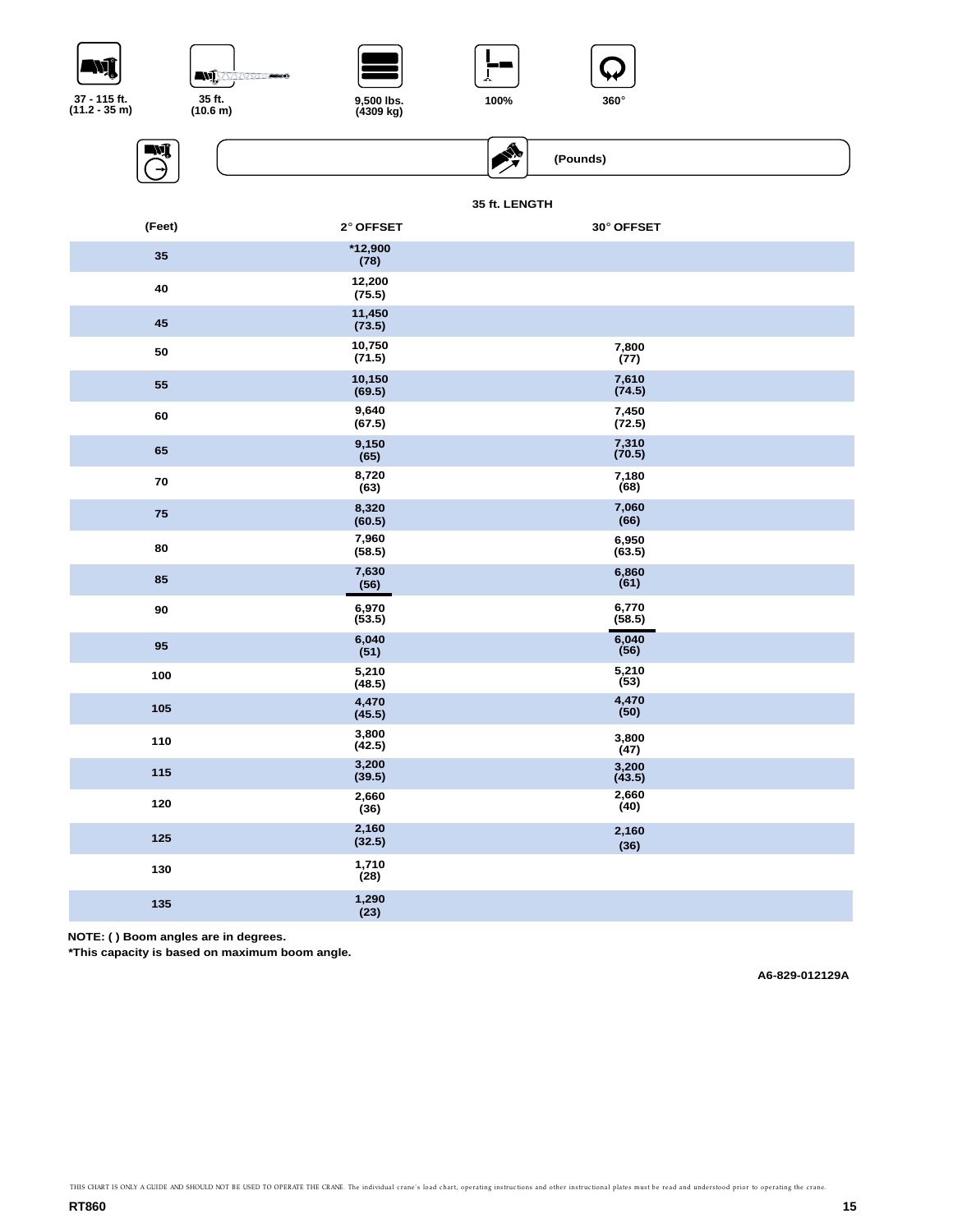37 - 115 ft. (11.2 - 35 m) | 35 ft. (10.6 m) | 9,500 lbs. (4309 kg) | 100% | 360°

(Pounds)

| (Feet) | 35 ft. LENGTH | |
|---|---|---|
| | 2° OFFSET | 30° OFFSET |
| 35 | *12,900 (78) | |
| 40 | 12,200 (75.5) | |
| 45 | 11,450 (73.5) | |
| 50 | 10,750 (71.5) | 7,800 (77) |
| 55 | 10,150 (69.5) | 7,610 (74.5) |
| 60 | 9,640 (67.5) | 7,450 (72.5) |
| 65 | 9,150 (65) | 7,310 (70.5) |
| 70 | 8,720 (63) | 7,180 (68) |
| 75 | 8,320 (60.5) | 7,060 (66) |
| 80 | 7,960 (58.5) | 6,950 (63.5) |
| 85 | 7,630 (56) | 6,860 (61) |
| 90 | 6,970 (53.5) | 6,770 (58.5) |
| 95 | 6,040 (51) | 6,040 (56) |
| 100 | 5,210 (48.5) | 5,210 (53) |
| 105 | 4,470 (45.5) | 4,470 (50) |
| 110 | 3,800 (42.5) | 3,800 (47) |
| 115 | 3,200 (39.5) | 3,200 (43.5) |
| 120 | 2,660 (36) | 2,660 (40) |
| 125 | 2,160 (32.5) | 2,160 (36) |
| 130 | 1,710 (28) | |
| 135 | 1,290 (23) | |

**NOTE: ( ) Boom angles are in degrees.**
***This capacity is based on maximum boom angle.**

A6-829-012129A

THIS CHART IS ONLY A GUIDE AND SHOULD NOT BE USED TO OPERATE THE CRANE. The individual crane's load chart, operating instructions and other instructional plates must be read and understood prior to operating the crane.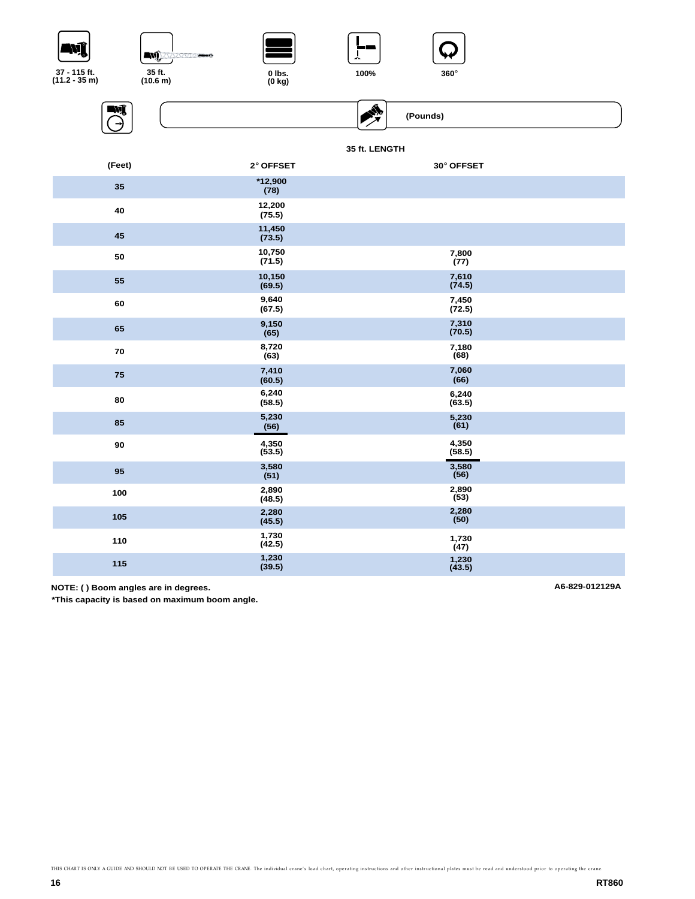37 - 115 ft. (11.2 - 35 m) | 35 ft. (10.6 m) | 0 lbs. (0 kg) | 100% | 360°

(Pounds)

35 ft. LENGTH

| (Feet) | 2° OFFSET | 30° OFFSET |
|---|---|---|
| 35 | *12,900 (78) | |
| 40 | 12,200 (75.5) | |
| 45 | 11,450 (73.5) | |
| 50 | 10,750 (71.5) | 7,800 (77) |
| 55 | 10,150 (69.5) | 7,610 (74.5) |
| 60 | 9,640 (67.5) | 7,450 (72.5) |
| 65 | 9,150 (65) | 7,310 (70.5) |
| 70 | 8,720 (63) | 7,180 (68) |
| 75 | 7,410 (60.5) | 7,060 (66) |
| 80 | 6,240 (58.5) | 6,240 (63.5) |
| 85 | 5,230 (56) | 5,230 (61) |
| 90 | 4,350 (53.5) | 4,350 (58.5) |
| 95 | 3,580 (51) | 3,580 (56) |
| 100 | 2,890 (48.5) | 2,890 (53) |
| 105 | 2,280 (45.5) | 2,280 (50) |
| 110 | 1,730 (42.5) | 1,730 (47) |
| 115 | 1,230 (39.5) | 1,230 (43.5) |

**NOTE: ( ) Boom angles are in degrees.**

***This capacity is based on maximum boom angle.**

A6-829-012129A

THIS CHART IS ONLY A GUIDE AND SHOULD NOT BE USED TO OPERATE THE CRANE. The individual crane's load chart, operating instructions and other instructional plates must be read and understood prior to operating the crane.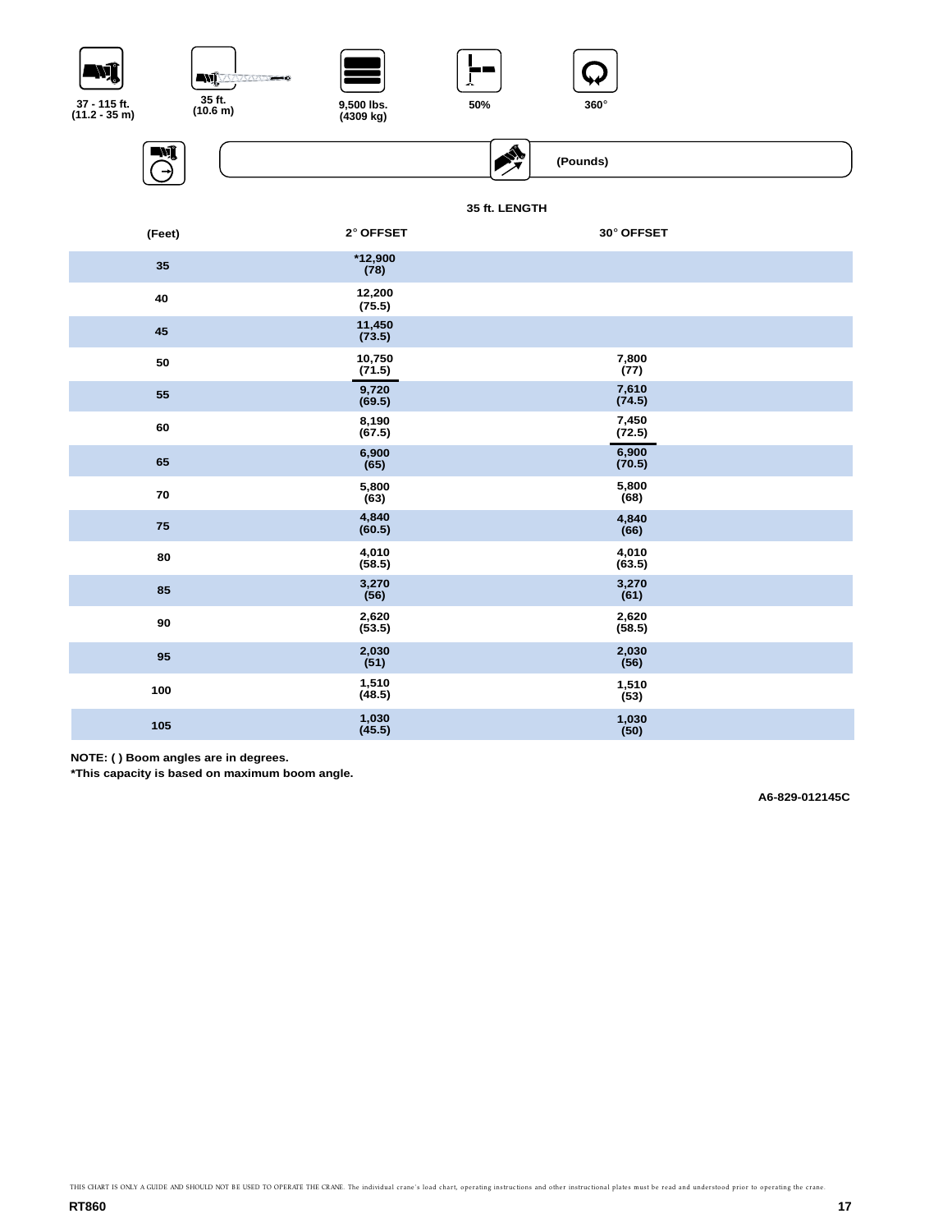37 - 115 ft. (11.2 - 35 m) | 35 ft. (10.6 m) | 9,500 lbs. (4309 kg) | 50% | 360°

(Pounds)

| | 35 ft. LENGTH | |
|---|---|---|
| (Feet) | 2° OFFSET | 30° OFFSET |
| 35 | *12,900 (78) | |
| 40 | 12,200 (75.5) | |
| 45 | 11,450 (73.5) | |
| 50 | 10,750 (71.5) | 7,800 (77) |
| 55 | 9,720 (69.5) | 7,610 (74.5) |
| 60 | 8,190 (67.5) | 7,450 (72.5) |
| 65 | 6,900 (65) | 6,900 (70.5) |
| 70 | 5,800 (63) | 5,800 (68) |
| 75 | 4,840 (60.5) | 4,840 (66) |
| 80 | 4,010 (58.5) | 4,010 (63.5) |
| 85 | 3,270 (56) | 3,270 (61) |
| 90 | 2,620 (53.5) | 2,620 (58.5) |
| 95 | 2,030 (51) | 2,030 (56) |
| 100 | 1,510 (48.5) | 1,510 (53) |
| 105 | 1,030 (45.5) | 1,030 (50) |

**NOTE: ( ) Boom angles are in degrees.**
***This capacity is based on maximum boom angle.**

A6-829-012145C

THIS CHART IS ONLY A GUIDE AND SHOULD NOT BE USED TO OPERATE THE CRANE. The individual crane's load chart, operating instructions and other instructional plates must be read and understood prior to operating the crane.

RT860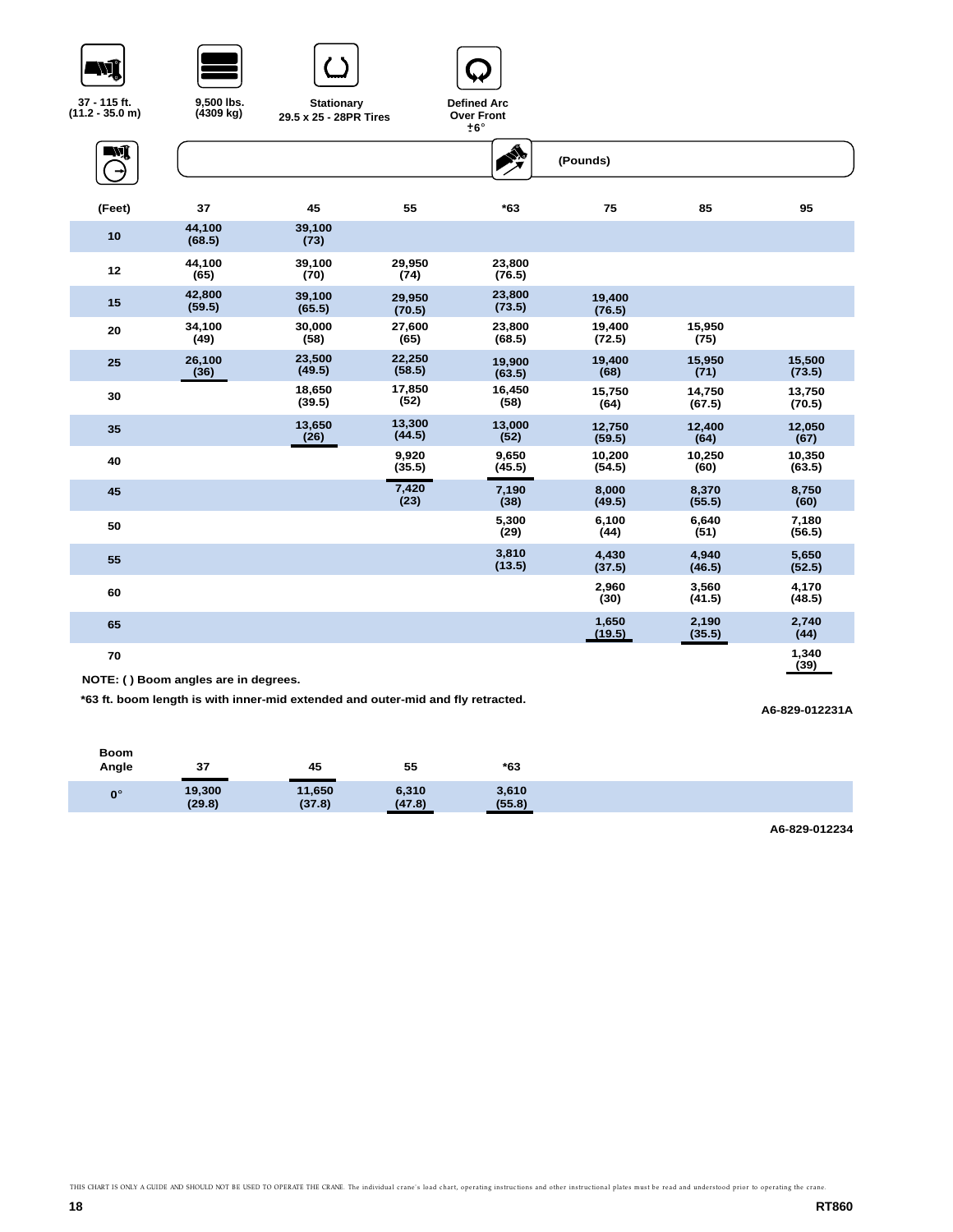37 - 115 ft. (11.2 - 35.0 m)

9,500 lbs. (4309 kg)

Stationary 29.5 x 25 - 28PR Tires

Defined Arc Over Front ±6°

(Pounds)

| (Feet) | 37 | 45 | 55 | *63 | 75 | 85 | 95 |
|---|---|---|---|---|---|---|---|
| 10 | 44,100 (68.5) | 39,100 (73) | | | | | |
| 12 | 44,100 (65) | 39,100 (70) | 29,950 (74) | 23,800 (76.5) | | | |
| 15 | 42,800 (59.5) | 39,100 (65.5) | 29,950 (70.5) | 23,800 (73.5) | 19,400 (76.5) | | |
| 20 | 34,100 (49) | 30,000 (58) | 27,600 (65) | 23,800 (68.5) | 19,400 (72.5) | 15,950 (75) | |
| 25 | 26,100 (36) | 23,500 (49.5) | 22,250 (58.5) | 19,900 (63.5) | 19,400 (68) | 15,950 (71) | 15,500 (73.5) |
| 30 | | 18,650 (39.5) | 17,850 (52) | 16,450 (58) | 15,750 (64) | 14,750 (67.5) | 13,750 (70.5) |
| 35 | | 13,650 (26) | 13,300 (44.5) | 13,000 (52) | 12,750 (59.5) | 12,400 (64) | 12,050 (67) |
| 40 | | | 9,920 (35.5) | 9,650 (45.5) | 10,200 (54.5) | 10,250 (60) | 10,350 (63.5) |
| 45 | | | 7,420 (23) | 7,190 (38) | 8,000 (49.5) | 8,370 (55.5) | 8,750 (60) |
| 50 | | | | 5,300 (29) | 6,100 (44) | 6,640 (51) | 7,180 (56.5) |
| 55 | | | | 3,810 (13.5) | 4,430 (37.5) | 4,940 (46.5) | 5,650 (52.5) |
| 60 | | | | | 2,960 (30) | 3,560 (41.5) | 4,170 (48.5) |
| 65 | | | | | 1,650 (19.5) | 2,190 (35.5) | 2,740 (44) |
| 70 | | | | | | | 1,340 (39) |

**NOTE: ( ) Boom angles are in degrees.**

***63 ft. boom length is with inner-mid extended and outer-mid and fly retracted.**

A6-829-012231A

| Boom Angle | 37 | 45 | 55 | *63 |
|---|---|---|---|---|
| 0° | 19,300 (29.8) | 11,650 (37.8) | 6,310 (47.8) | 3,610 (55.8) |

A6-829-012234

THIS CHART IS ONLY A GUIDE AND SHOULD NOT BE USED TO OPERATE THE CRANE. The individual crane's load chart, operating instructions and other instructional plates must be read and understood prior to operating the crane.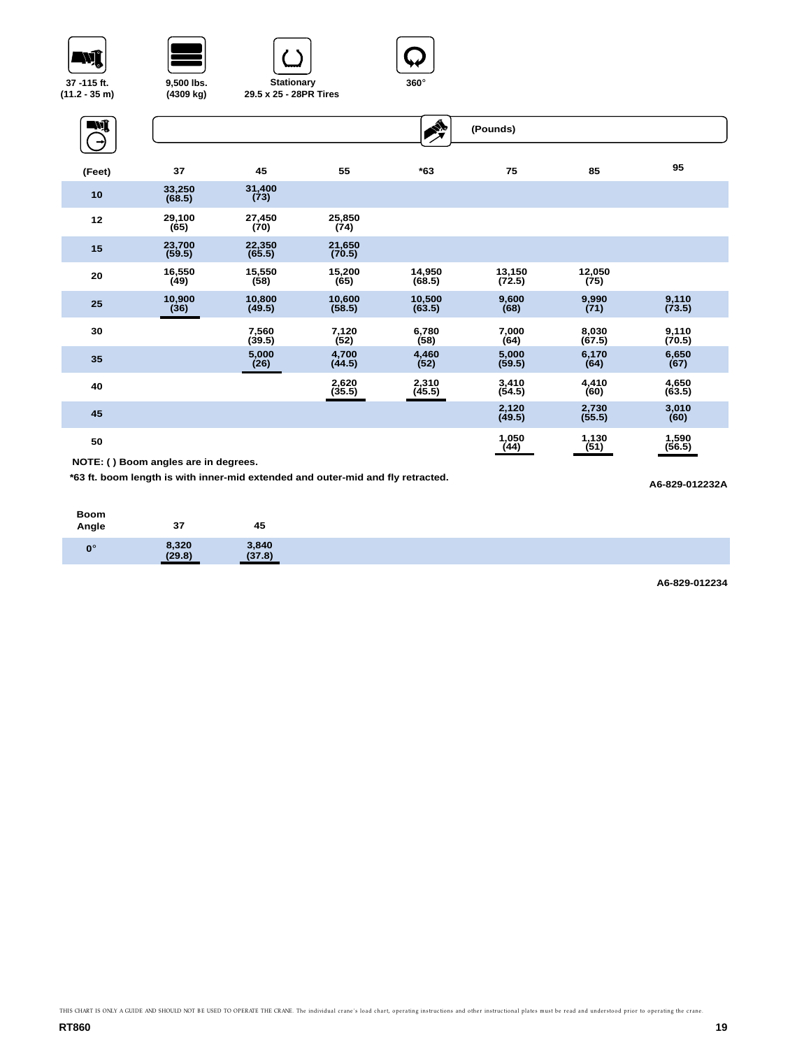37 -115 ft.
(11.2 - 35 m)

9,500 lbs.
(4309 kg)

Stationary
29.5 x 25 - 28PR Tires

360°

(Pounds)

| (Feet) | 37 | 45 | 55 | *63 | 75 | 85 | 95 |
|---|---|---|---|---|---|---|---|
| 10 | 33,250 (68.5) | 31,400 (73) | | | | | |
| 12 | 29,100 (65) | 27,450 (70) | 25,850 (74) | | | | |
| 15 | 23,700 (59.5) | 22,350 (65.5) | 21,650 (70.5) | | | | |
| 20 | 16,550 (49) | 15,550 (58) | 15,200 (65) | 14,950 (68.5) | 13,150 (72.5) | 12,050 (75) | |
| 25 | 10,900 (36) | 10,800 (49.5) | 10,600 (58.5) | 10,500 (63.5) | 9,600 (68) | 9,990 (71) | 9,110 (73.5) |
| 30 | | 7,560 (39.5) | 7,120 (52) | 6,780 (58) | 7,000 (64) | 8,030 (67.5) | 9,110 (70.5) |
| 35 | | 5,000 (26) | 4,700 (44.5) | 4,460 (52) | 5,000 (59.5) | 6,170 (64) | 6,650 (67) |
| 40 | | | 2,620 (35.5) | 2,310 (45.5) | 3,410 (54.5) | 4,410 (60) | 4,650 (63.5) |
| 45 | | | | | 2,120 (49.5) | 2,730 (55.5) | 3,010 (60) |
| 50 | | | | | 1,050 (44) | 1,130 (51) | 1,590 (56.5) |

NOTE: ( ) Boom angles are in degrees.

*63 ft. boom length is with inner-mid extended and outer-mid and fly retracted.

A6-829-012232A

| Boom Angle | 37 | 45 |
|---|---|---|
| 0° | 8,320 (29.8) | 3,840 (37.8) |

A6-829-012234

THIS CHART IS ONLY A GUIDE AND SHOULD NOT BE USED TO OPERATE THE CRANE. The individual crane's load chart, operating instructions and other instructional plates must be read and understood prior to operating the crane.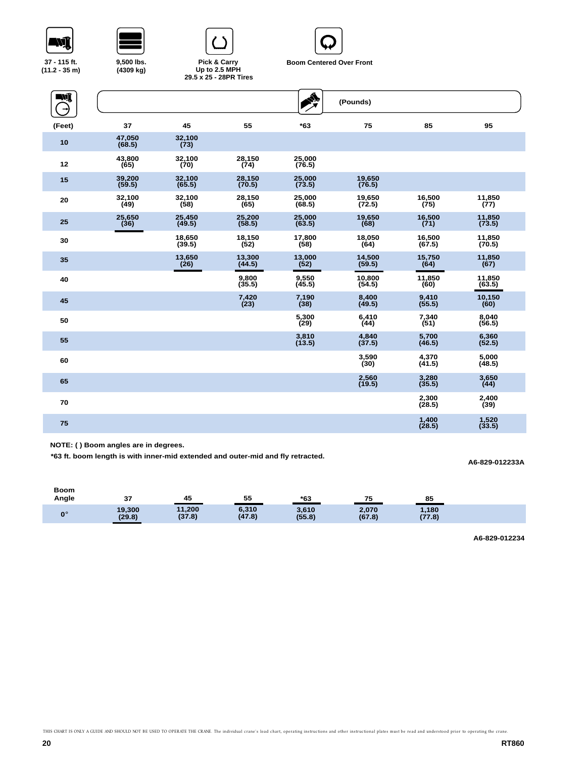37 - 115 ft. (11.2 - 35 m)

9,500 lbs. (4309 kg)

Pick & Carry
Up to 2.5 MPH
29.5 x 25 - 28PR Tires

Boom Centered Over Front

| (Feet) | 37 | 45 | 55 | *63 | 75 | 85 | 95 |
|---|---|---|---|---|---|---|---|
| | | | | (Pounds) | | | |
| 10 | 47,050 (68.5) | 32,100 (73) | | | | | |
| 12 | 43,800 (65) | 32,100 (70) | 28,150 (74) | 25,000 (76.5) | | | |
| 15 | 39,200 (59.5) | 32,100 (65.5) | 28,150 (70.5) | 25,000 (73.5) | 19,650 (76.5) | | |
| 20 | 32,100 (49) | 32,100 (58) | 28,150 (65) | 25,000 (68.5) | 19,650 (72.5) | 16,500 (75) | 11,850 (77) |
| 25 | 25,650 (36) | 25,450 (49.5) | 25,200 (58.5) | 25,000 (63.5) | 19,650 (68) | 16,500 (71) | 11,850 (73.5) |
| 30 | | 18,650 (39.5) | 18,150 (52) | 17,800 (58) | 18,050 (64) | 16,500 (67.5) | 11,850 (70.5) |
| 35 | | 13,650 (26) | 13,300 (44.5) | 13,000 (52) | 14,500 (59.5) | 15,750 (64) | 11,850 (67) |
| 40 | | | 9,800 (35.5) | 9,550 (45.5) | 10,800 (54.5) | 11,850 (60) | 11,850 (63.5) |
| 45 | | | 7,420 (23) | 7,190 (38) | 8,400 (49.5) | 9,410 (55.5) | 10,150 (60) |
| 50 | | | | 5,300 (29) | 6,410 (44) | 7,340 (51) | 8,040 (56.5) |
| 55 | | | | 3,810 (13.5) | 4,840 (37.5) | 5,700 (46.5) | 6,360 (52.5) |
| 60 | | | | | 3,590 (30) | 4,370 (41.5) | 5,000 (48.5) |
| 65 | | | | | 2,560 (19.5) | 3,280 (35.5) | 3,650 (44) |
| 70 | | | | | | 2,300 (28.5) | 2,400 (39) |
| 75 | | | | | | 1,400 (28.5) | 1,520 (33.5) |

NOTE: ( ) Boom angles are in degrees.

*63 ft. boom length is with inner-mid extended and outer-mid and fly retracted.

A6-829-012233A

| Boom Angle | 37 | 45 | 55 | *63 | 75 | 85 |
|---|---|---|---|---|---|---|
| 0° | 19,300 (29.8) | 11,200 (37.8) | 6,310 (47.8) | 3,610 (55.8) | 2,070 (67.8) | 1,180 (77.8) |

A6-829-012234

THIS CHART IS ONLY A GUIDE AND SHOULD NOT BE USED TO OPERATE THE CRANE. The individual crane's load chart, operating instructions and other instructional plates must be read and understood prior to operating the crane.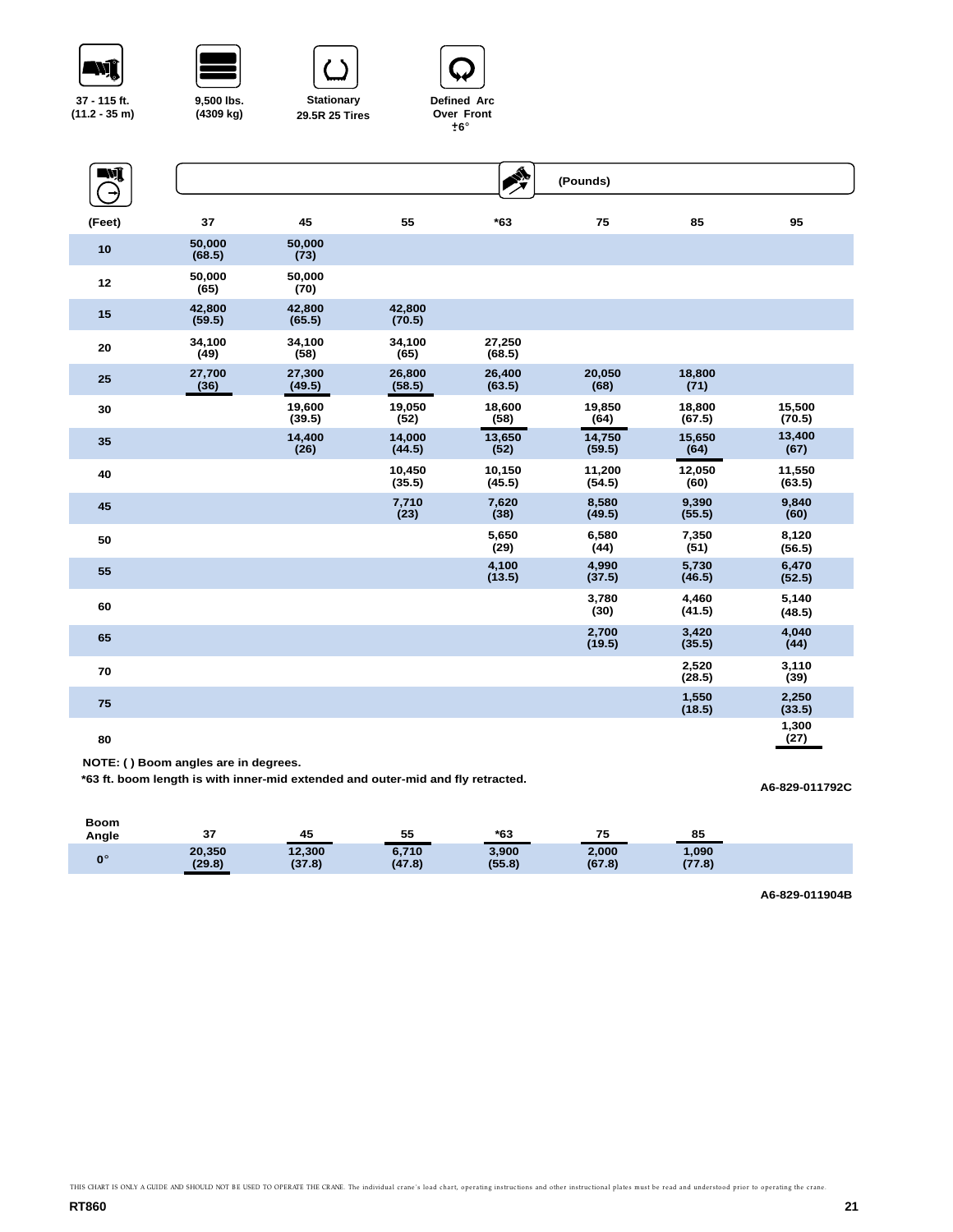37 - 115 ft. (11.2 - 35 m)

9,500 lbs. (4309 kg)

Stationary 29.5R 25 Tires

Defined Arc Over Front ±6°

| (Feet) | 37 | 45 | 55 | *63 | 75 | 85 | 95 |
|---|---|---|---|---|---|---|---|
| 10 | 50,000 (68.5) | 50,000 (73) | | | | | |
| 12 | 50,000 (65) | 50,000 (70) | | | | | |
| 15 | 42,800 (59.5) | 42,800 (65.5) | 42,800 (70.5) | | | | |
| 20 | 34,100 (49) | 34,100 (58) | 34,100 (65) | 27,250 (68.5) | | | |
| 25 | 27,700 (36) | 27,300 (49.5) | 26,800 (58.5) | 26,400 (63.5) | 20,050 (68) | 18,800 (71) | |
| 30 | | 19,600 (39.5) | 19,050 (52) | 18,600 (58) | 19,850 (64) | 18,800 (67.5) | 15,500 (70.5) |
| 35 | | 14,400 (26) | 14,000 (44.5) | 13,650 (52) | 14,750 (59.5) | 15,650 (64) | 13,400 (67) |
| 40 | | | 10,450 (35.5) | 10,150 (45.5) | 11,200 (54.5) | 12,050 (60) | 11,550 (63.5) |
| 45 | | | 7,710 (23) | 7,620 (38) | 8,580 (49.5) | 9,390 (55.5) | 9,840 (60) |
| 50 | | | | 5,650 (29) | 6,580 (44) | 7,350 (51) | 8,120 (56.5) |
| 55 | | | | 4,100 (13.5) | 4,990 (37.5) | 5,730 (46.5) | 6,470 (52.5) |
| 60 | | | | | 3,780 (30) | 4,460 (41.5) | 5,140 (48.5) |
| 65 | | | | | 2,700 (19.5) | 3,420 (35.5) | 4,040 (44) |
| 70 | | | | | | 2,520 (28.5) | 3,110 (39) |
| 75 | | | | | | 1,550 (18.5) | 2,250 (33.5) |
| 80 | | | | | | | 1,300 (27) |

(Pounds)

NOTE: ( ) Boom angles are in degrees.

*63 ft. boom length is with inner-mid extended and outer-mid and fly retracted.

A6-829-011792C

| Boom Angle | 37 | 45 | 55 | *63 | 75 | 85 |
|---|---|---|---|---|---|---|
| 0° | 20,350 (29.8) | 12,300 (37.8) | 6,710 (47.8) | 3,900 (55.8) | 2,000 (67.8) | 1,090 (77.8) |

A6-829-011904B

THIS CHART IS ONLY A GUIDE AND SHOULD NOT BE USED TO OPERATE THE CRANE. The individual crane's load chart, operating instructions and other instructional plates must be read and understood prior to operating the crane.

RT860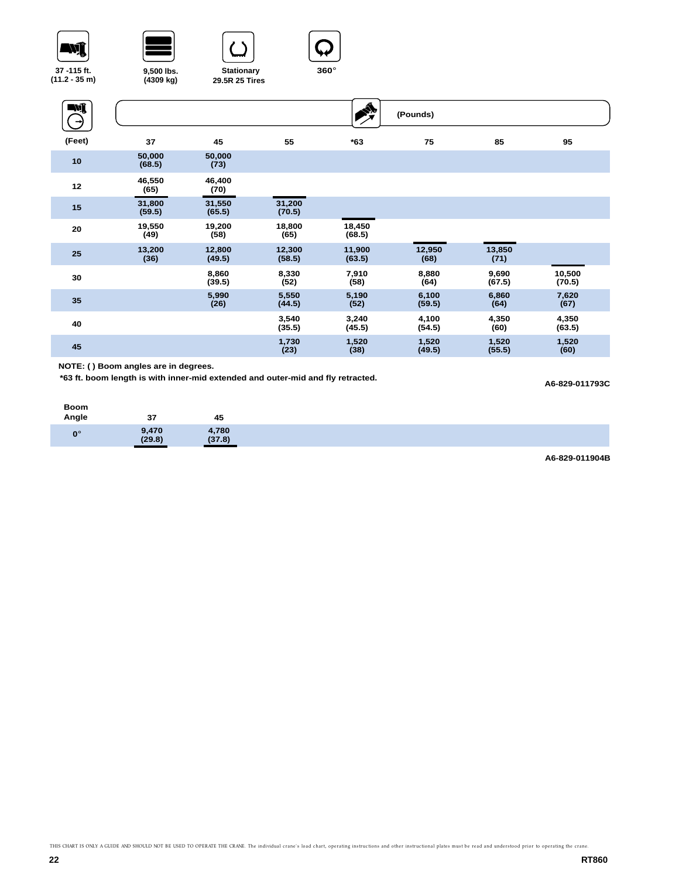37 -115 ft. (11.2 - 35 m)

9,500 lbs. (4309 kg)

Stationary 29.5R 25 Tires

360°

| (Feet) | 37 | 45 | 55 | *63 | 75 | 85 | 95 |
|---|---|---|---|---|---|---|---|
| | | | | (Pounds) | | | |
| 10 | 50,000 (68.5) | 50,000 (73) | | | | | |
| 12 | 46,550 (65) | 46,400 (70) | | | | | |
| 15 | 31,800 (59.5) | 31,550 (65.5) | 31,200 (70.5) | | | | |
| 20 | 19,550 (49) | 19,200 (58) | 18,800 (65) | 18,450 (68.5) | | | |
| 25 | 13,200 (36) | 12,800 (49.5) | 12,300 (58.5) | 11,900 (63.5) | 12,950 (68) | 13,850 (71) | |
| 30 | | 8,860 (39.5) | 8,330 (52) | 7,910 (58) | 8,880 (64) | 9,690 (67.5) | 10,500 (70.5) |
| 35 | | 5,990 (26) | 5,550 (44.5) | 5,190 (52) | 6,100 (59.5) | 6,860 (64) | 7,620 (67) |
| 40 | | | 3,540 (35.5) | 3,240 (45.5) | 4,100 (54.5) | 4,350 (60) | 4,350 (63.5) |
| 45 | | | 1,730 (23) | 1,520 (38) | 1,520 (49.5) | 1,520 (55.5) | 1,520 (60) |

**NOTE: ( ) Boom angles are in degrees.**

***63 ft. boom length is with inner-mid extended and outer-mid and fly retracted.**

A6-829-011793C

| Boom Angle | 37 | 45 |
|---|---|---|
| 0° | 9,470 (29.8) | 4,780 (37.8) |

A6-829-011904B

THIS CHART IS ONLY A GUIDE AND SHOULD NOT BE USED TO OPERATE THE CRANE. The individual crane's load chart, operating instructions and other instructional plates must be read and understood prior to operating the crane.

RT860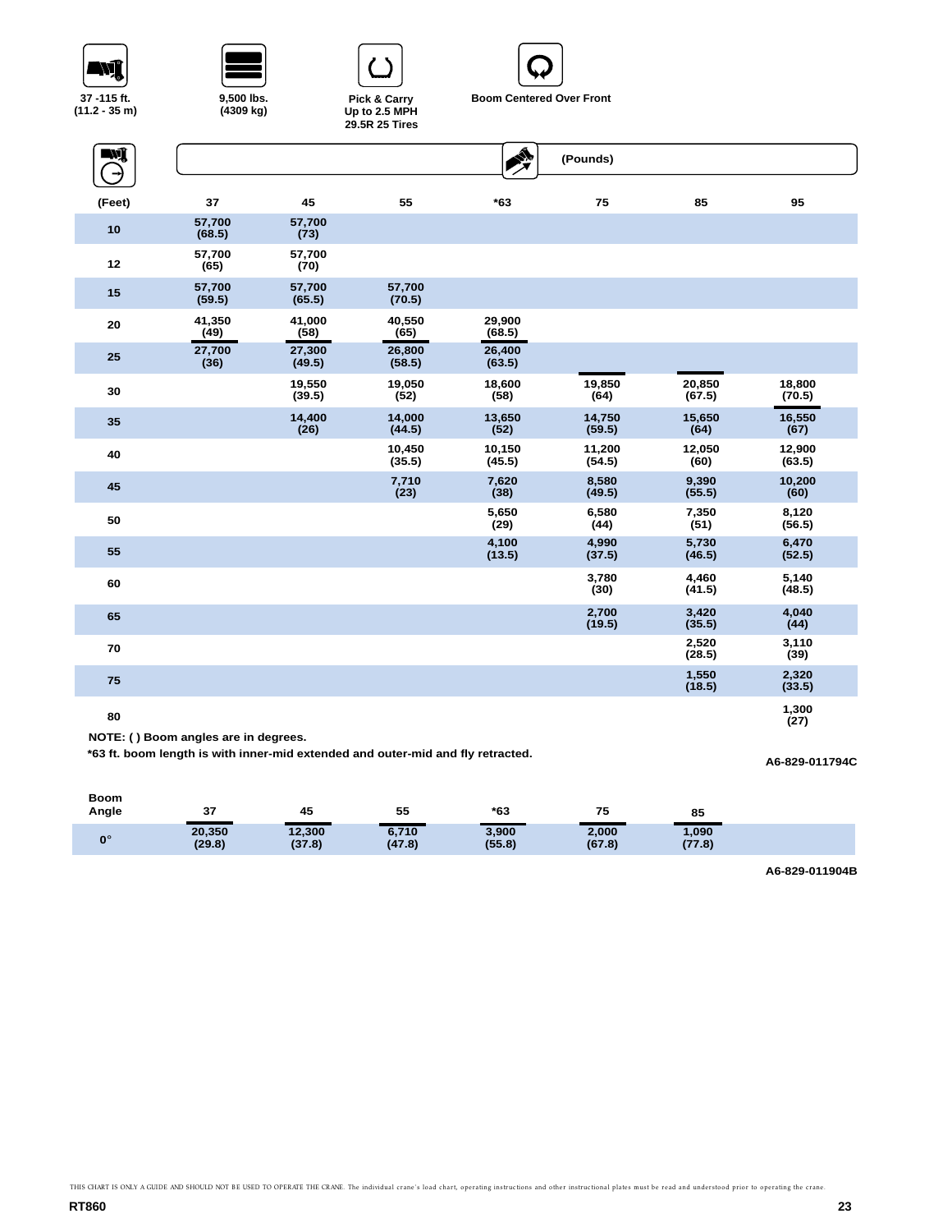37 -115 ft. (11.2 - 35 m)

9,500 lbs. (4309 kg)

Pick & Carry Up to 2.5 MPH 29.5R 25 Tires

Boom Centered Over Front

| (Feet) | 37 | 45 | 55 | *63 | 75 | 85 | 95 |
|---|---|---|---|---|---|---|---|
| | | | | (Pounds) | | | |
| 10 | 57,700 (68.5) | 57,700 (73) | | | | | |
| 12 | 57,700 (65) | 57,700 (70) | | | | | |
| 15 | 57,700 (59.5) | 57,700 (65.5) | 57,700 (70.5) | | | | |
| 20 | 41,350 (49) | 41,000 (58) | 40,550 (65) | 29,900 (68.5) | | | |
| 25 | 27,700 (36) | 27,300 (49.5) | 26,800 (58.5) | 26,400 (63.5) | | | |
| 30 | | 19,550 (39.5) | 19,050 (52) | 18,600 (58) | 19,850 (64) | 20,850 (67.5) | 18,800 (70.5) |
| 35 | | 14,400 (26) | 14,000 (44.5) | 13,650 (52) | 14,750 (59.5) | 15,650 (64) | 16,550 (67) |
| 40 | | | 10,450 (35.5) | 10,150 (45.5) | 11,200 (54.5) | 12,050 (60) | 12,900 (63.5) |
| 45 | | | 7,710 (23) | 7,620 (38) | 8,580 (49.5) | 9,390 (55.5) | 10,200 (60) |
| 50 | | | | 5,650 (29) | 6,580 (44) | 7,350 (51) | 8,120 (56.5) |
| 55 | | | | 4,100 (13.5) | 4,990 (37.5) | 5,730 (46.5) | 6,470 (52.5) |
| 60 | | | | | 3,780 (30) | 4,460 (41.5) | 5,140 (48.5) |
| 65 | | | | | 2,700 (19.5) | 3,420 (35.5) | 4,040 (44) |
| 70 | | | | | | 2,520 (28.5) | 3,110 (39) |
| 75 | | | | | | 1,550 (18.5) | 2,320 (33.5) |
| 80 | | | | | | | 1,300 (27) |

NOTE: ( ) Boom angles are in degrees.

*63 ft. boom length is with inner-mid extended and outer-mid and fly retracted.

A6-829-011794C

| Boom Angle | 37 | 45 | 55 | *63 | 75 | 85 |
|---|---|---|---|---|---|---|
| 0° | 20,350 (29.8) | 12,300 (37.8) | 6,710 (47.8) | 3,900 (55.8) | 2,000 (67.8) | 1,090 (77.8) |

A6-829-011904B

THIS CHART IS ONLY A GUIDE AND SHOULD NOT BE USED TO OPERATE THE CRANE. The individual crane's load chart, operating instructions and other instructional plates must be read and understood prior to operating the crane.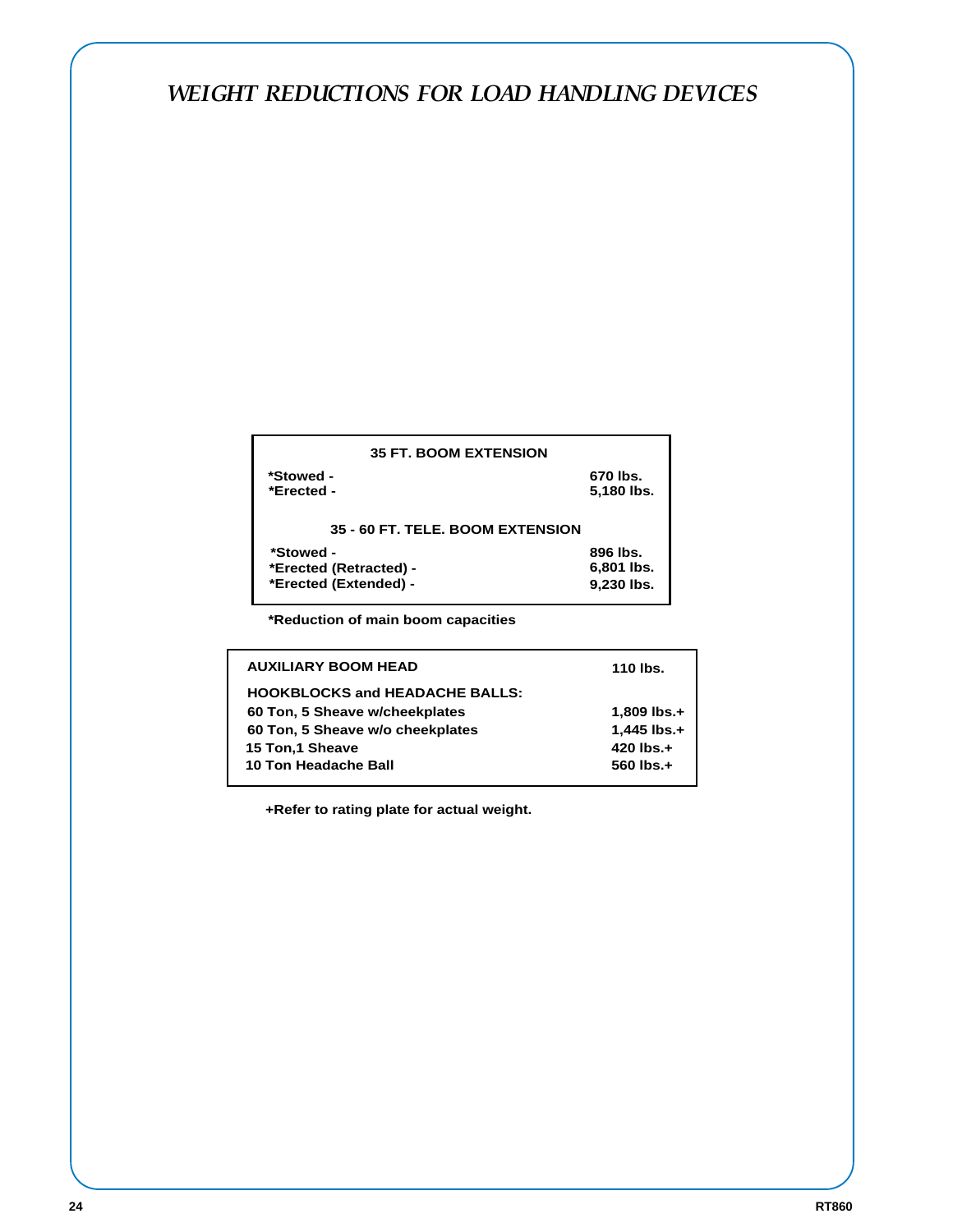# WEIGHT REDUCTIONS FOR LOAD HANDLING DEVICES

| 35 FT. BOOM EXTENSION | |
|---|---|
| *Stowed - | 670 lbs. |
| *Erected - | 5,180 lbs. |
| **35 - 60 FT. TELE. BOOM EXTENSION** | |
| *Stowed - | 896 lbs. |
| *Erected (Retracted) - | 6,801 lbs. |
| *Erected (Extended) - | 9,230 lbs. |

**\*Reduction of main boom capacities**

| AUXILIARY BOOM HEAD | 110 lbs. |
|---|---|
| **HOOKBLOCKS and HEADACHE BALLS:** | |
| 60 Ton, 5 Sheave w/cheekplates | 1,809 lbs.+ |
| 60 Ton, 5 Sheave w/o cheekplates | 1,445 lbs.+ |
| 15 Ton,1 Sheave | 420 lbs.+ |
| 10 Ton Headache Ball | 560 lbs.+ |

**+Refer to rating plate for actual weight.**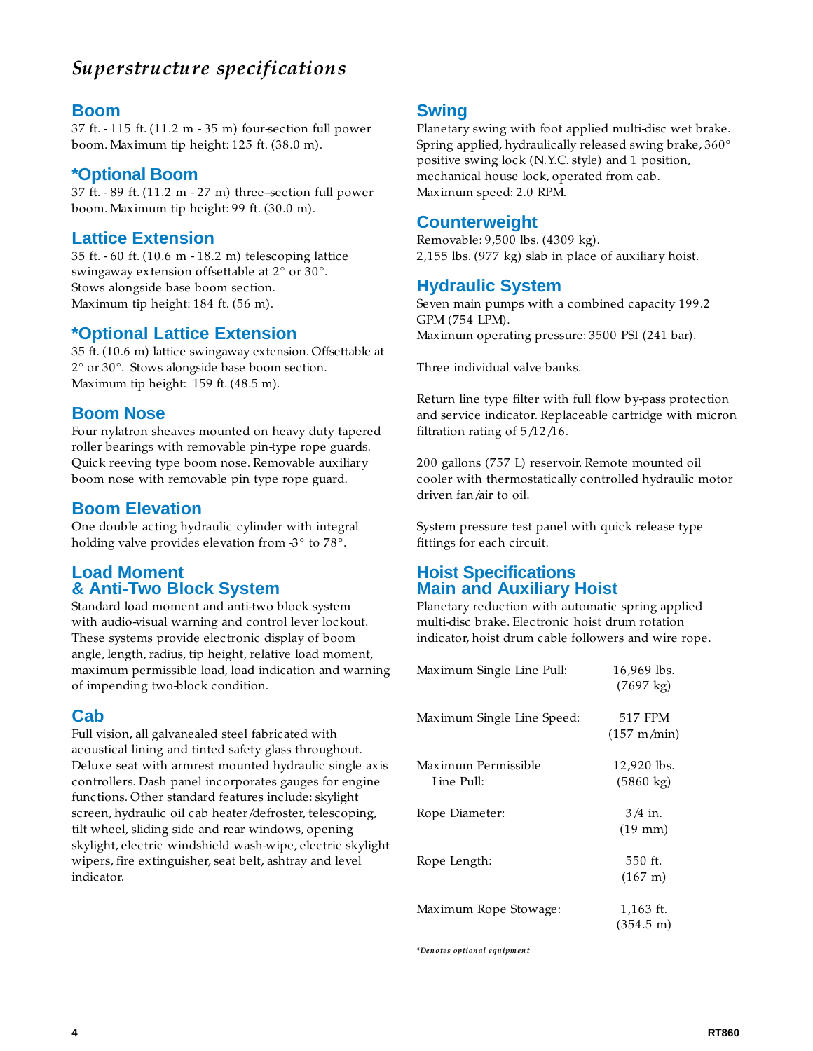# *Superstructure specifications*

## Boom

37 ft. - 115 ft. (11.2 m - 35 m) four-section full power boom. Maximum tip height: 125 ft. (38.0 m).

## *Optional Boom

37 ft. - 89 ft. (11.2 m - 27 m) three–section full power boom. Maximum tip height: 99 ft. (30.0 m).

## Lattice Extension

35 ft. - 60 ft. (10.6 m - 18.2 m) telescoping lattice swingaway extension offsettable at 2° or 30°. Stows alongside base boom section.
Maximum tip height: 184 ft. (56 m).

## *Optional Lattice Extension

35 ft. (10.6 m) lattice swingaway extension. Offsettable at 2° or 30°. Stows alongside base boom section.
Maximum tip height: 159 ft. (48.5 m).

## Boom Nose

Four nylatron sheaves mounted on heavy duty tapered roller bearings with removable pin-type rope guards. Quick reeving type boom nose. Removable auxiliary boom nose with removable pin type rope guard.

## Boom Elevation

One double acting hydraulic cylinder with integral holding valve provides elevation from -3° to 78°.

## Load Moment & Anti-Two Block System

Standard load moment and anti-two block system with audio-visual warning and control lever lockout. These systems provide electronic display of boom angle, length, radius, tip height, relative load moment, maximum permissible load, load indication and warning of impending two-block condition.

## Cab

Full vision, all galvanealed steel fabricated with acoustical lining and tinted safety glass throughout. Deluxe seat with armrest mounted hydraulic single axis controllers. Dash panel incorporates gauges for engine functions. Other standard features include: skylight screen, hydraulic oil cab heater/defroster, telescoping, tilt wheel, sliding side and rear windows, opening skylight, electric windshield wash-wipe, electric skylight wipers, fire extinguisher, seat belt, ashtray and level indicator.

## Swing

Planetary swing with foot applied multi-disc wet brake. Spring applied, hydraulically released swing brake, 360° positive swing lock (N.Y.C. style) and 1 position, mechanical house lock, operated from cab.
Maximum speed: 2.0 RPM.

## Counterweight

Removable: 9,500 lbs. (4309 kg).
2,155 lbs. (977 kg) slab in place of auxiliary hoist.

## Hydraulic System

Seven main pumps with a combined capacity 199.2 GPM (754 LPM).
Maximum operating pressure: 3500 PSI (241 bar).

Three individual valve banks.

Return line type filter with full flow by-pass protection and service indicator. Replaceable cartridge with micron filtration rating of 5/12/16.

200 gallons (757 L) reservoir. Remote mounted oil cooler with thermostatically controlled hydraulic motor driven fan/air to oil.

System pressure test panel with quick release type fittings for each circuit.

## Hoist Specifications Main and Auxiliary Hoist

Planetary reduction with automatic spring applied multi-disc brake. Electronic hoist drum rotation indicator, hoist drum cable followers and wire rope.

| | |
|---|---|
| Maximum Single Line Pull: | 16,969 lbs. (7697 kg) |
| Maximum Single Line Speed: | 517 FPM (157 m/min) |
| Maximum Permissible Line Pull: | 12,920 lbs. (5860 kg) |
| Rope Diameter: | 3/4 in. (19 mm) |
| Rope Length: | 550 ft. (167 m) |
| Maximum Rope Stowage: | 1,163 ft. (354.5 m) |

**\*Denotes optional equipment*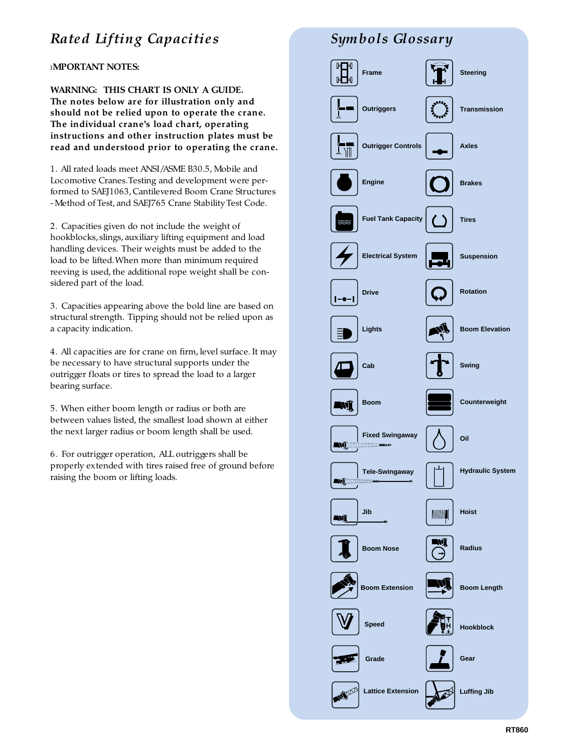# Rated Lifting Capacities

IMPORTANT NOTES:

**WARNING: THIS CHART IS ONLY A GUIDE.**
**The notes below are for illustration only and should not be relied upon to operate the crane. The individual crane's load chart, operating instructions and other instruction plates must be read and understood prior to operating the crane.**

1. All rated loads meet ANSI/ASME B30.5, Mobile and Locomotive Cranes. Testing and development were performed to SAEJ1063, Cantilevered Boom Crane Structures - Method of Test, and SAEJ765 Crane Stability Test Code.

2. Capacities given do not include the weight of hookblocks, slings, auxiliary lifting equipment and load handling devices. Their weights must be added to the load to be lifted. When more than minimum required reeving is used, the additional rope weight shall be considered part of the load.

3. Capacities appearing above the bold line are based on structural strength. Tipping should not be relied upon as a capacity indication.

4. All capacities are for crane on firm, level surface. It may be necessary to have structural supports under the outrigger floats or tires to spread the load to a larger bearing surface.

5. When either boom length or radius or both are between values listed, the smallest load shown at either the next larger radius or boom length shall be used.

6. For outrigger operation, ALL outriggers shall be properly extended with tires raised free of ground before raising the boom or lifting loads.

# Symbols Glossary

| | |
|---|---|
| Frame | Steering |
| Outriggers | Transmission |
| Outrigger Controls | Axles |
| Engine | Brakes |
| Fuel Tank Capacity | Tires |
| Electrical System | Suspension |
| Drive | Rotation |
| Lights | Boom Elevation |
| Cab | Swing |
| Boom | Counterweight |
| Fixed Swingaway | Oil |
| Tele-Swingaway | Hydraulic System |
| Jib | Hoist |
| Boom Nose | Radius |
| Boom Extension | Boom Length |
| Speed | Hookblock |
| Grade | Gear |
| Lattice Extension | Luffing Jib |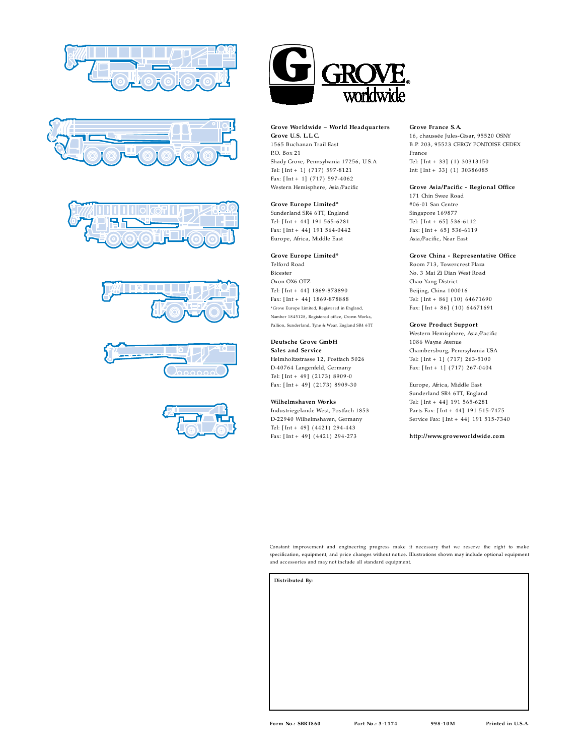GROVE worldwide

**Grove Worldwide – World Headquarters**
**Grove U.S. L.L.C.**
1565 Buchanan Trail East
P.O. Box 21
Shady Grove, Pennsylvania 17256, U.S.A.
Tel: [Int + 1] (717) 597-8121
Fax: [Int + 1] (717) 597-4062
Western Hemisphere, Asia/Pacific

**Grove Europe Limited***
Sunderland SR4 6TT, England
Tel: [Int + 44] 191 565-6281
Fax: [Int + 44] 191 564-0442
Europe, Africa, Middle East

**Grove Europe Limited***
Telford Road
Bicester
Oxon OX6 OTZ
Tel: [Int + 44] 1869-878890
Fax: [Int + 44] 1869-878888
*Grove Europe Limited, Registered in England, Number 1845128, Registered office, Crown Works, Pallion, Sunderland, Tyne & Wear, England SR4 6TT

**Deutsche Grove GmbH**
**Sales and Service**
Helmholtzstrasse 12, Postfach 5026
D-40764 Langenfeld, Germany
Tel: [Int + 49] (2173) 8909-0
Fax: [Int + 49] (2173) 8909-30

**Wilhelmshaven Works**
Industriegelande West, Postfach 1853
D-22940 Wilhelmshaven, Germany
Tel: [Int + 49] (4421) 294-443
Fax: [Int + 49] (4421) 294-273

**Grove France S.A.**
16, chaussée Jules-César, 95520 OSNY
B.P. 203, 95523 CERGY PONTOISE CEDEX
France
Tel: [Int + 33] (1) 30313150
Int: [Int + 33] (1) 30386085

**Grove Asia/Pacific - Regional Office**
171 Chin Swee Road
#06-01 San Centre
Singapore 169877
Tel: [Int + 65] 536-6112
Fax: [Int + 65] 536-6119
Asia/Pacific, Near East

**Grove China - Representative Office**
Room 713, Towercrest Plaza
No. 3 Mai Zi Dian West Road
Chao Yang District
Beijing, China 100016
Tel: [Int + 86] (10) 64671690
Fax: [Int + 86] (10) 64671691

**Grove Product Support**
Western Hemisphere, Asia/Pacific
1086 Wayne Avenue
Chambersburg, Pennsylvania USA
Tel: [Int + 1] (717) 263-5100
Fax: [Int + 1] (717) 267-0404

Europe, Africa, Middle East
Sunderland SR4 6TT, England
Tel: [Int + 44] 191 565-6281
Parts Fax: [Int + 44] 191 515-7475
Service Fax: [Int + 44] 191 515-7340

**http://www.groveworldwide.com**

Constant improvement and engineering progress make it necessary that we reserve the right to make specification, equipment, and price changes without notice. Illustrations shown may include optional equipment and accessories and may not include all standard equipment.

**Distributed By:**

**Form No.: SBRT860** **Part No.: 3-1174** **998-10M** **Printed in U.S.A.**